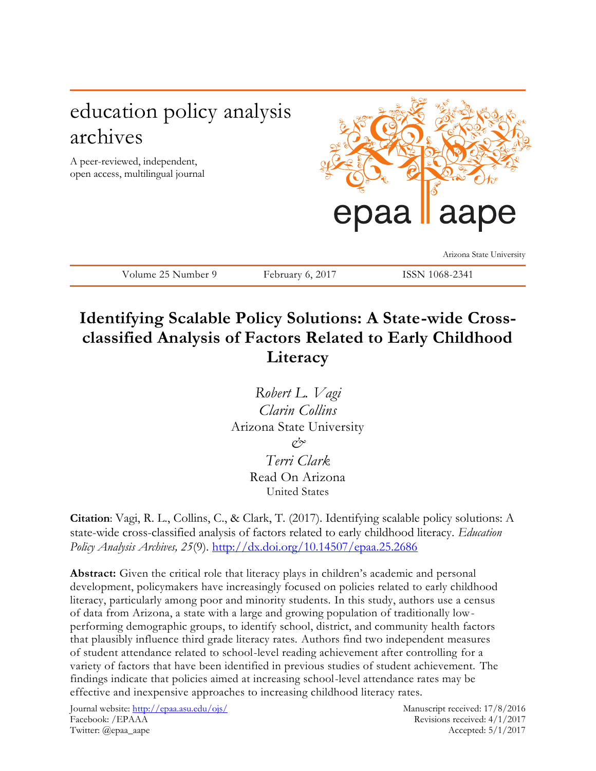education policy analysis archives

A peer-reviewed, independent, open access, multilingual journal

epaa aape

Arizona State University

Volume 25 Number 9 February 6, 2017 ISSN 1068-2341

# Identifying Scalable Policy Solutions: A State-wide Cross-classified Analysis of Factors Related to Early Childhood Literacy

*Robert L. Vagi*
*Clarin Collins*
Arizona State University
*&*
*Terri Clark*
Read On Arizona
United States

**Citation**: Vagi, R. L., Collins, C., & Clark, T. (2017). Identifying scalable policy solutions: A state-wide cross-classified analysis of factors related to early childhood literacy. *Education Policy Analysis Archives, 25*(9). http://dx.doi.org/10.14507/epaa.25.2686

**Abstract:** Given the critical role that literacy plays in children's academic and personal development, policymakers have increasingly focused on policies related to early childhood literacy, particularly among poor and minority students. In this study, authors use a census of data from Arizona, a state with a large and growing population of traditionally low-performing demographic groups, to identify school, district, and community health factors that plausibly influence third grade literacy rates. Authors find two independent measures of student attendance related to school-level reading achievement after controlling for a variety of factors that have been identified in previous studies of student achievement. The findings indicate that policies aimed at increasing school-level attendance rates may be effective and inexpensive approaches to increasing childhood literacy rates.

Journal website: http://epaa.asu.edu/ojs/
Facebook: /EPAAA
Twitter: @epaa_aape

Manuscript received: 17/8/2016
Revisions received: 4/1/2017
Accepted: 5/1/2017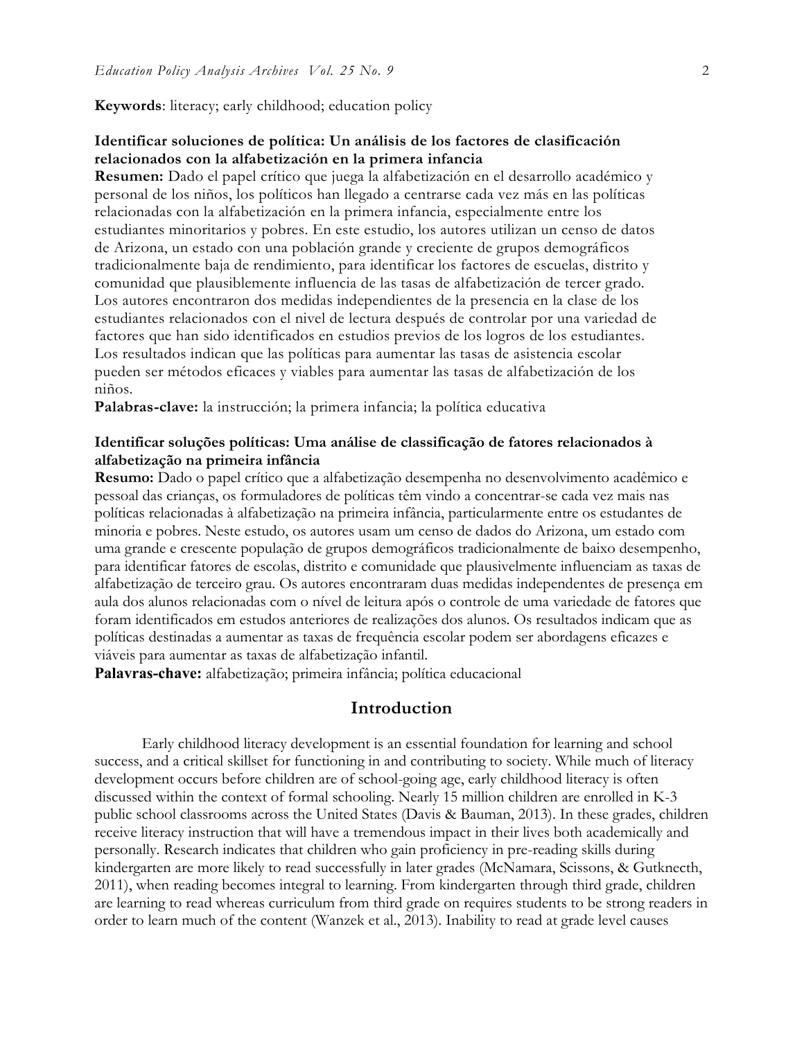**Keywords**: literacy; early childhood; education policy

**Identificar soluciones de política: Un análisis de los factores de clasificación relacionados con la alfabetización en la primera infancia**

**Resumen:** Dado el papel crítico que juega la alfabetización en el desarrollo académico y personal de los niños, los políticos han llegado a centrarse cada vez más en las políticas relacionadas con la alfabetización en la primera infancia, especialmente entre los estudiantes minoritarios y pobres. En este estudio, los autores utilizan un censo de datos de Arizona, un estado con una población grande y creciente de grupos demográficos tradicionalmente baja de rendimiento, para identificar los factores de escuelas, distrito y comunidad que plausiblemente influencia de las tasas de alfabetización de tercer grado. Los autores encontraron dos medidas independientes de la presencia en la clase de los estudiantes relacionados con el nivel de lectura después de controlar por una variedad de factores que han sido identificados en estudios previos de los logros de los estudiantes. Los resultados indican que las políticas para aumentar las tasas de asistencia escolar pueden ser métodos eficaces y viables para aumentar las tasas de alfabetización de los niños.

**Palabras-clave:** la instrucción; la primera infancia; la política educativa

**Identificar soluções políticas: Uma análise de classificação de fatores relacionados à alfabetização na primeira infância**

**Resumo:** Dado o papel crítico que a alfabetização desempenha no desenvolvimento acadêmico e pessoal das crianças, os formuladores de políticas têm vindo a concentrar-se cada vez mais nas políticas relacionadas à alfabetização na primeira infância, particularmente entre os estudantes de minoria e pobres. Neste estudo, os autores usam um censo de dados do Arizona, um estado com uma grande e crescente população de grupos demográficos tradicionalmente de baixo desempenho, para identificar fatores de escolas, distrito e comunidade que plausivelmente influenciam as taxas de alfabetização de terceiro grau. Os autores encontraram duas medidas independentes de presença em aula dos alunos relacionadas com o nível de leitura após o controle de uma variedade de fatores que foram identificados em estudos anteriores de realizações dos alunos. Os resultados indicam que as políticas destinadas a aumentar as taxas de frequência escolar podem ser abordagens eficazes e viáveis para aumentar as taxas de alfabetização infantil.

**Palavras-chave:** alfabetização; primeira infância; política educacional

## Introduction

Early childhood literacy development is an essential foundation for learning and school success, and a critical skillset for functioning in and contributing to society. While much of literacy development occurs before children are of school-going age, early childhood literacy is often discussed within the context of formal schooling. Nearly 15 million children are enrolled in K-3 public school classrooms across the United States (Davis & Bauman, 2013). In these grades, children receive literacy instruction that will have a tremendous impact in their lives both academically and personally. Research indicates that children who gain proficiency in pre-reading skills during kindergarten are more likely to read successfully in later grades (McNamara, Scissons, & Gutknecth, 2011), when reading becomes integral to learning. From kindergarten through third grade, children are learning to read whereas curriculum from third grade on requires students to be strong readers in order to learn much of the content (Wanzek et al., 2013). Inability to read at grade level causes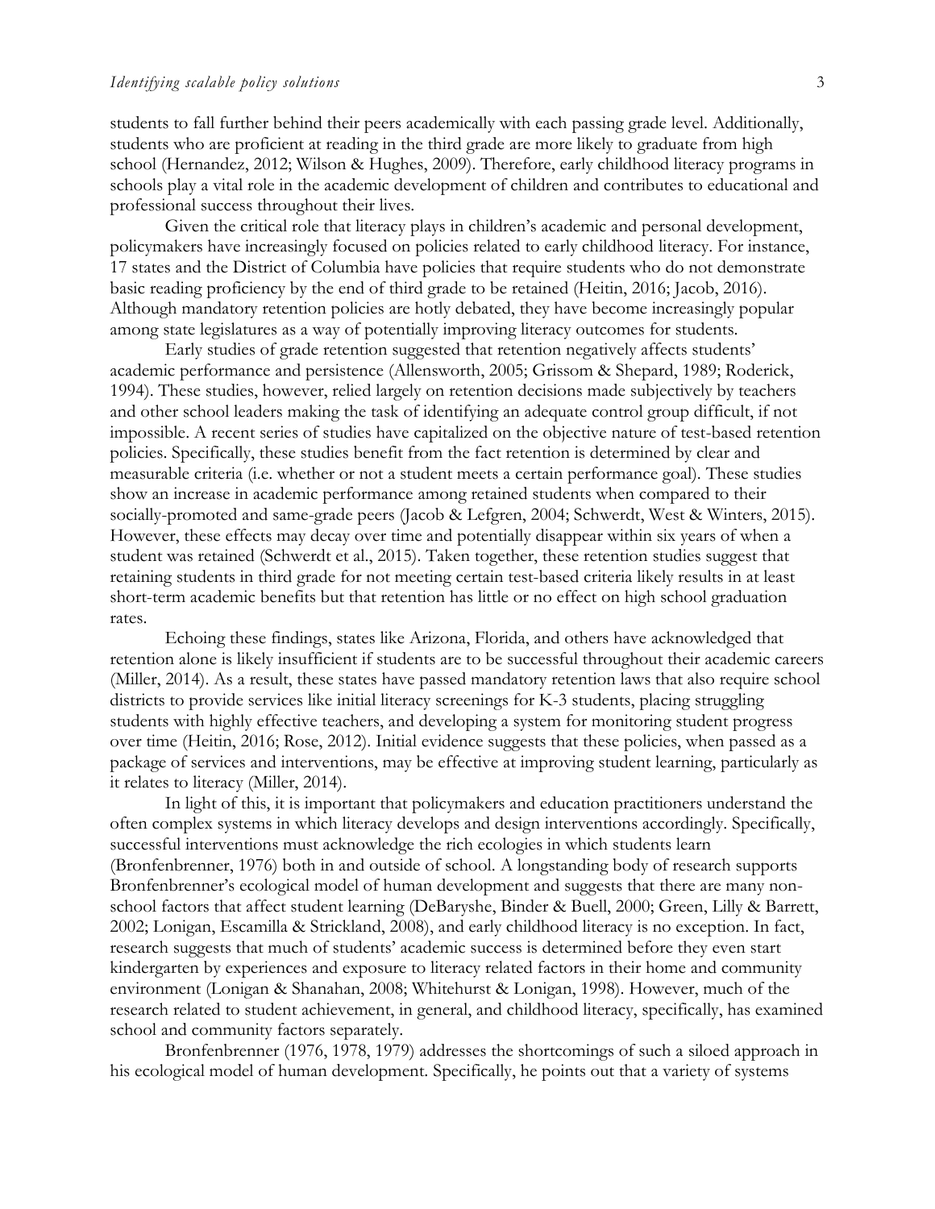students to fall further behind their peers academically with each passing grade level. Additionally, students who are proficient at reading in the third grade are more likely to graduate from high school (Hernandez, 2012; Wilson & Hughes, 2009). Therefore, early childhood literacy programs in schools play a vital role in the academic development of children and contributes to educational and professional success throughout their lives.

Given the critical role that literacy plays in children's academic and personal development, policymakers have increasingly focused on policies related to early childhood literacy. For instance, 17 states and the District of Columbia have policies that require students who do not demonstrate basic reading proficiency by the end of third grade to be retained (Heitin, 2016; Jacob, 2016). Although mandatory retention policies are hotly debated, they have become increasingly popular among state legislatures as a way of potentially improving literacy outcomes for students.

Early studies of grade retention suggested that retention negatively affects students' academic performance and persistence (Allensworth, 2005; Grissom & Shepard, 1989; Roderick, 1994). These studies, however, relied largely on retention decisions made subjectively by teachers and other school leaders making the task of identifying an adequate control group difficult, if not impossible. A recent series of studies have capitalized on the objective nature of test-based retention policies. Specifically, these studies benefit from the fact retention is determined by clear and measurable criteria (i.e. whether or not a student meets a certain performance goal). These studies show an increase in academic performance among retained students when compared to their socially-promoted and same-grade peers (Jacob & Lefgren, 2004; Schwerdt, West & Winters, 2015). However, these effects may decay over time and potentially disappear within six years of when a student was retained (Schwerdt et al., 2015). Taken together, these retention studies suggest that retaining students in third grade for not meeting certain test-based criteria likely results in at least short-term academic benefits but that retention has little or no effect on high school graduation rates.

Echoing these findings, states like Arizona, Florida, and others have acknowledged that retention alone is likely insufficient if students are to be successful throughout their academic careers (Miller, 2014). As a result, these states have passed mandatory retention laws that also require school districts to provide services like initial literacy screenings for K-3 students, placing struggling students with highly effective teachers, and developing a system for monitoring student progress over time (Heitin, 2016; Rose, 2012). Initial evidence suggests that these policies, when passed as a package of services and interventions, may be effective at improving student learning, particularly as it relates to literacy (Miller, 2014).

In light of this, it is important that policymakers and education practitioners understand the often complex systems in which literacy develops and design interventions accordingly. Specifically, successful interventions must acknowledge the rich ecologies in which students learn (Bronfenbrenner, 1976) both in and outside of school. A longstanding body of research supports Bronfenbrenner's ecological model of human development and suggests that there are many non-school factors that affect student learning (DeBaryshe, Binder & Buell, 2000; Green, Lilly & Barrett, 2002; Lonigan, Escamilla & Strickland, 2008), and early childhood literacy is no exception. In fact, research suggests that much of students' academic success is determined before they even start kindergarten by experiences and exposure to literacy related factors in their home and community environment (Lonigan & Shanahan, 2008; Whitehurst & Lonigan, 1998). However, much of the research related to student achievement, in general, and childhood literacy, specifically, has examined school and community factors separately.

Bronfenbrenner (1976, 1978, 1979) addresses the shortcomings of such a siloed approach in his ecological model of human development. Specifically, he points out that a variety of systems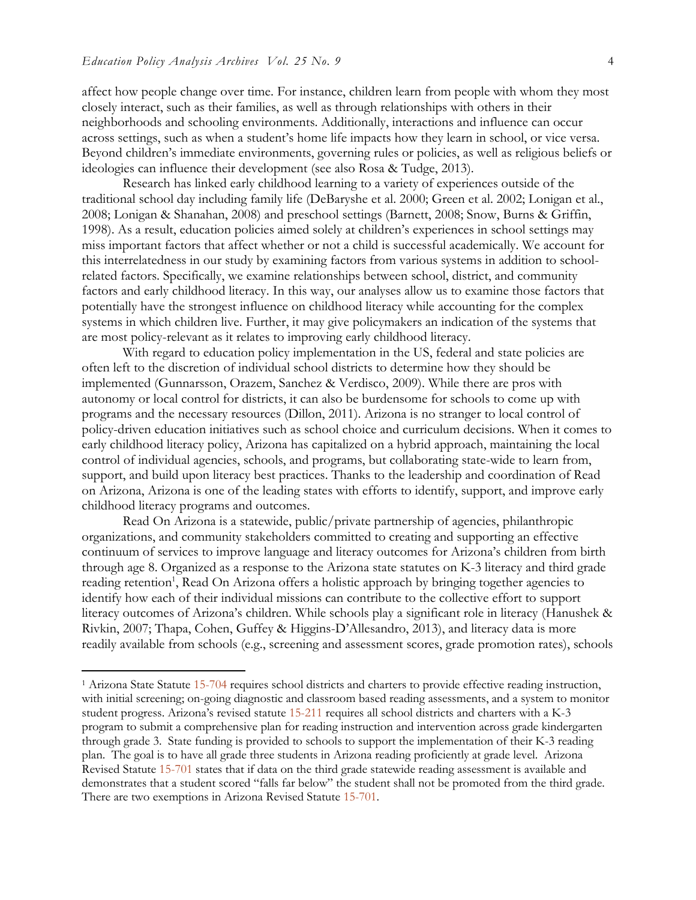affect how people change over time. For instance, children learn from people with whom they most closely interact, such as their families, as well as through relationships with others in their neighborhoods and schooling environments. Additionally, interactions and influence can occur across settings, such as when a student's home life impacts how they learn in school, or vice versa. Beyond children's immediate environments, governing rules or policies, as well as religious beliefs or ideologies can influence their development (see also Rosa & Tudge, 2013).

Research has linked early childhood learning to a variety of experiences outside of the traditional school day including family life (DeBaryshe et al. 2000; Green et al. 2002; Lonigan et al., 2008; Lonigan & Shanahan, 2008) and preschool settings (Barnett, 2008; Snow, Burns & Griffin, 1998). As a result, education policies aimed solely at children's experiences in school settings may miss important factors that affect whether or not a child is successful academically. We account for this interrelatedness in our study by examining factors from various systems in addition to school-related factors. Specifically, we examine relationships between school, district, and community factors and early childhood literacy. In this way, our analyses allow us to examine those factors that potentially have the strongest influence on childhood literacy while accounting for the complex systems in which children live. Further, it may give policymakers an indication of the systems that are most policy-relevant as it relates to improving early childhood literacy.

With regard to education policy implementation in the US, federal and state policies are often left to the discretion of individual school districts to determine how they should be implemented (Gunnarsson, Orazem, Sanchez & Verdisco, 2009). While there are pros with autonomy or local control for districts, it can also be burdensome for schools to come up with programs and the necessary resources (Dillon, 2011). Arizona is no stranger to local control of policy-driven education initiatives such as school choice and curriculum decisions. When it comes to early childhood literacy policy, Arizona has capitalized on a hybrid approach, maintaining the local control of individual agencies, schools, and programs, but collaborating state-wide to learn from, support, and build upon literacy best practices. Thanks to the leadership and coordination of Read on Arizona, Arizona is one of the leading states with efforts to identify, support, and improve early childhood literacy programs and outcomes.

Read On Arizona is a statewide, public/private partnership of agencies, philanthropic organizations, and community stakeholders committed to creating and supporting an effective continuum of services to improve language and literacy outcomes for Arizona's children from birth through age 8. Organized as a response to the Arizona state statutes on K-3 literacy and third grade reading retention[1], Read On Arizona offers a holistic approach by bringing together agencies to identify how each of their individual missions can contribute to the collective effort to support literacy outcomes of Arizona's children. While schools play a significant role in literacy (Hanushek & Rivkin, 2007; Thapa, Cohen, Guffey & Higgins-D'Allesandro, 2013), and literacy data is more readily available from schools (e.g., screening and assessment scores, grade promotion rates), schools

---

[1] Arizona State Statute 15-704 requires school districts and charters to provide effective reading instruction, with initial screening; on-going diagnostic and classroom based reading assessments, and a system to monitor student progress. Arizona's revised statute 15-211 requires all school districts and charters with a K-3 program to submit a comprehensive plan for reading instruction and intervention across grade kindergarten through grade 3. State funding is provided to schools to support the implementation of their K-3 reading plan. The goal is to have all grade three students in Arizona reading proficiently at grade level. Arizona Revised Statute 15-701 states that if data on the third grade statewide reading assessment is available and demonstrates that a student scored "falls far below" the student shall not be promoted from the third grade. There are two exemptions in Arizona Revised Statute 15-701.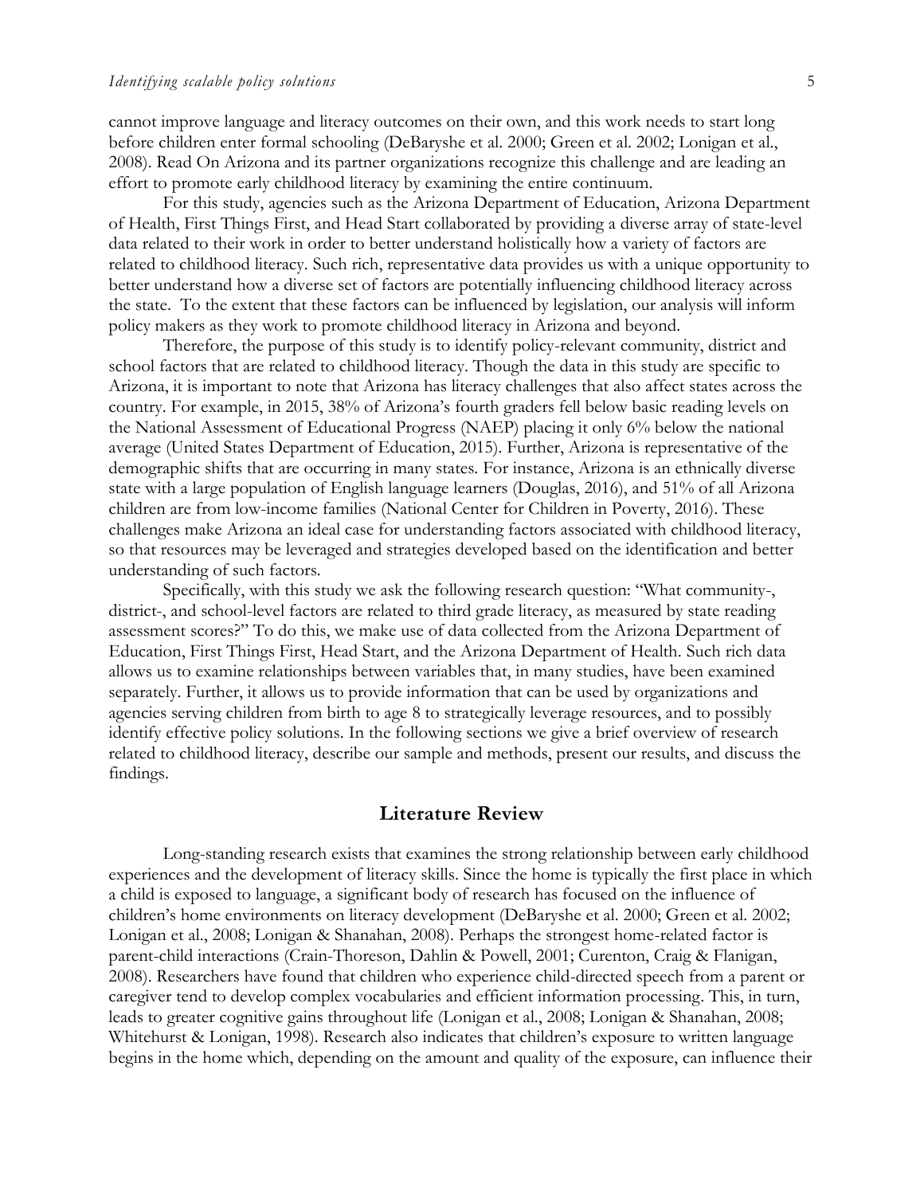cannot improve language and literacy outcomes on their own, and this work needs to start long before children enter formal schooling (DeBaryshe et al. 2000; Green et al. 2002; Lonigan et al., 2008). Read On Arizona and its partner organizations recognize this challenge and are leading an effort to promote early childhood literacy by examining the entire continuum.

For this study, agencies such as the Arizona Department of Education, Arizona Department of Health, First Things First, and Head Start collaborated by providing a diverse array of state-level data related to their work in order to better understand holistically how a variety of factors are related to childhood literacy. Such rich, representative data provides us with a unique opportunity to better understand how a diverse set of factors are potentially influencing childhood literacy across the state. To the extent that these factors can be influenced by legislation, our analysis will inform policy makers as they work to promote childhood literacy in Arizona and beyond.

Therefore, the purpose of this study is to identify policy-relevant community, district and school factors that are related to childhood literacy. Though the data in this study are specific to Arizona, it is important to note that Arizona has literacy challenges that also affect states across the country. For example, in 2015, 38% of Arizona's fourth graders fell below basic reading levels on the National Assessment of Educational Progress (NAEP) placing it only 6% below the national average (United States Department of Education, 2015). Further, Arizona is representative of the demographic shifts that are occurring in many states. For instance, Arizona is an ethnically diverse state with a large population of English language learners (Douglas, 2016), and 51% of all Arizona children are from low-income families (National Center for Children in Poverty, 2016). These challenges make Arizona an ideal case for understanding factors associated with childhood literacy, so that resources may be leveraged and strategies developed based on the identification and better understanding of such factors.

Specifically, with this study we ask the following research question: "What community-, district-, and school-level factors are related to third grade literacy, as measured by state reading assessment scores?" To do this, we make use of data collected from the Arizona Department of Education, First Things First, Head Start, and the Arizona Department of Health. Such rich data allows us to examine relationships between variables that, in many studies, have been examined separately. Further, it allows us to provide information that can be used by organizations and agencies serving children from birth to age 8 to strategically leverage resources, and to possibly identify effective policy solutions. In the following sections we give a brief overview of research related to childhood literacy, describe our sample and methods, present our results, and discuss the findings.

## Literature Review

Long-standing research exists that examines the strong relationship between early childhood experiences and the development of literacy skills. Since the home is typically the first place in which a child is exposed to language, a significant body of research has focused on the influence of children's home environments on literacy development (DeBaryshe et al. 2000; Green et al. 2002; Lonigan et al., 2008; Lonigan & Shanahan, 2008). Perhaps the strongest home-related factor is parent-child interactions (Crain-Thoreson, Dahlin & Powell, 2001; Curenton, Craig & Flanigan, 2008). Researchers have found that children who experience child-directed speech from a parent or caregiver tend to develop complex vocabularies and efficient information processing. This, in turn, leads to greater cognitive gains throughout life (Lonigan et al., 2008; Lonigan & Shanahan, 2008; Whitehurst & Lonigan, 1998). Research also indicates that children's exposure to written language begins in the home which, depending on the amount and quality of the exposure, can influence their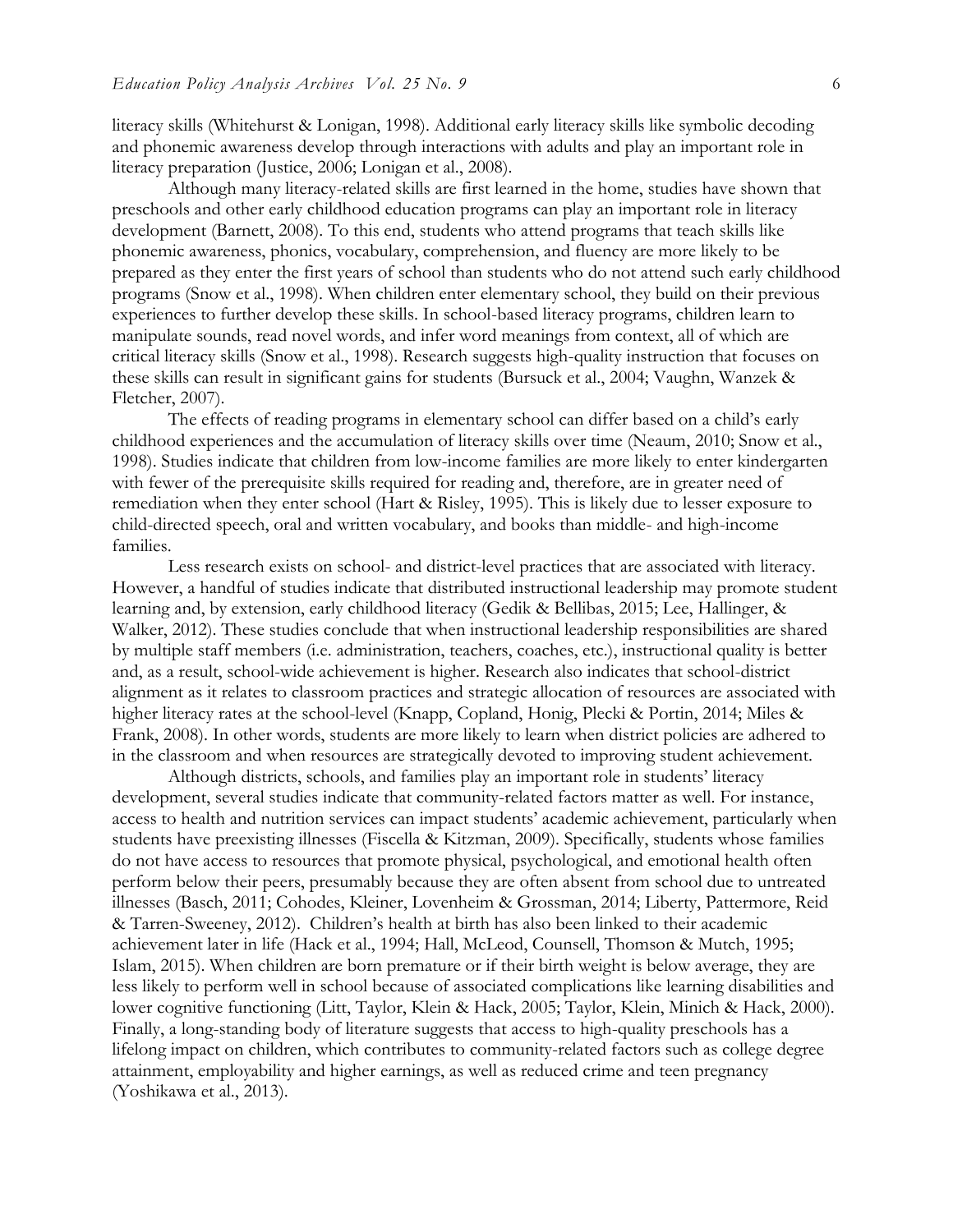literacy skills (Whitehurst & Lonigan, 1998). Additional early literacy skills like symbolic decoding and phonemic awareness develop through interactions with adults and play an important role in literacy preparation (Justice, 2006; Lonigan et al., 2008).

Although many literacy-related skills are first learned in the home, studies have shown that preschools and other early childhood education programs can play an important role in literacy development (Barnett, 2008). To this end, students who attend programs that teach skills like phonemic awareness, phonics, vocabulary, comprehension, and fluency are more likely to be prepared as they enter the first years of school than students who do not attend such early childhood programs (Snow et al., 1998). When children enter elementary school, they build on their previous experiences to further develop these skills. In school-based literacy programs, children learn to manipulate sounds, read novel words, and infer word meanings from context, all of which are critical literacy skills (Snow et al., 1998). Research suggests high-quality instruction that focuses on these skills can result in significant gains for students (Bursuck et al., 2004; Vaughn, Wanzek & Fletcher, 2007).

The effects of reading programs in elementary school can differ based on a child's early childhood experiences and the accumulation of literacy skills over time (Neaum, 2010; Snow et al., 1998). Studies indicate that children from low-income families are more likely to enter kindergarten with fewer of the prerequisite skills required for reading and, therefore, are in greater need of remediation when they enter school (Hart & Risley, 1995). This is likely due to lesser exposure to child-directed speech, oral and written vocabulary, and books than middle- and high-income families.

Less research exists on school- and district-level practices that are associated with literacy. However, a handful of studies indicate that distributed instructional leadership may promote student learning and, by extension, early childhood literacy (Gedik & Bellibas, 2015; Lee, Hallinger, & Walker, 2012). These studies conclude that when instructional leadership responsibilities are shared by multiple staff members (i.e. administration, teachers, coaches, etc.), instructional quality is better and, as a result, school-wide achievement is higher. Research also indicates that school-district alignment as it relates to classroom practices and strategic allocation of resources are associated with higher literacy rates at the school-level (Knapp, Copland, Honig, Plecki & Portin, 2014; Miles & Frank, 2008). In other words, students are more likely to learn when district policies are adhered to in the classroom and when resources are strategically devoted to improving student achievement.

Although districts, schools, and families play an important role in students' literacy development, several studies indicate that community-related factors matter as well. For instance, access to health and nutrition services can impact students' academic achievement, particularly when students have preexisting illnesses (Fiscella & Kitzman, 2009). Specifically, students whose families do not have access to resources that promote physical, psychological, and emotional health often perform below their peers, presumably because they are often absent from school due to untreated illnesses (Basch, 2011; Cohodes, Kleiner, Lovenheim & Grossman, 2014; Liberty, Pattermore, Reid & Tarren-Sweeney, 2012). Children's health at birth has also been linked to their academic achievement later in life (Hack et al., 1994; Hall, McLeod, Counsell, Thomson & Mutch, 1995; Islam, 2015). When children are born premature or if their birth weight is below average, they are less likely to perform well in school because of associated complications like learning disabilities and lower cognitive functioning (Litt, Taylor, Klein & Hack, 2005; Taylor, Klein, Minich & Hack, 2000). Finally, a long-standing body of literature suggests that access to high-quality preschools has a lifelong impact on children, which contributes to community-related factors such as college degree attainment, employability and higher earnings, as well as reduced crime and teen pregnancy (Yoshikawa et al., 2013).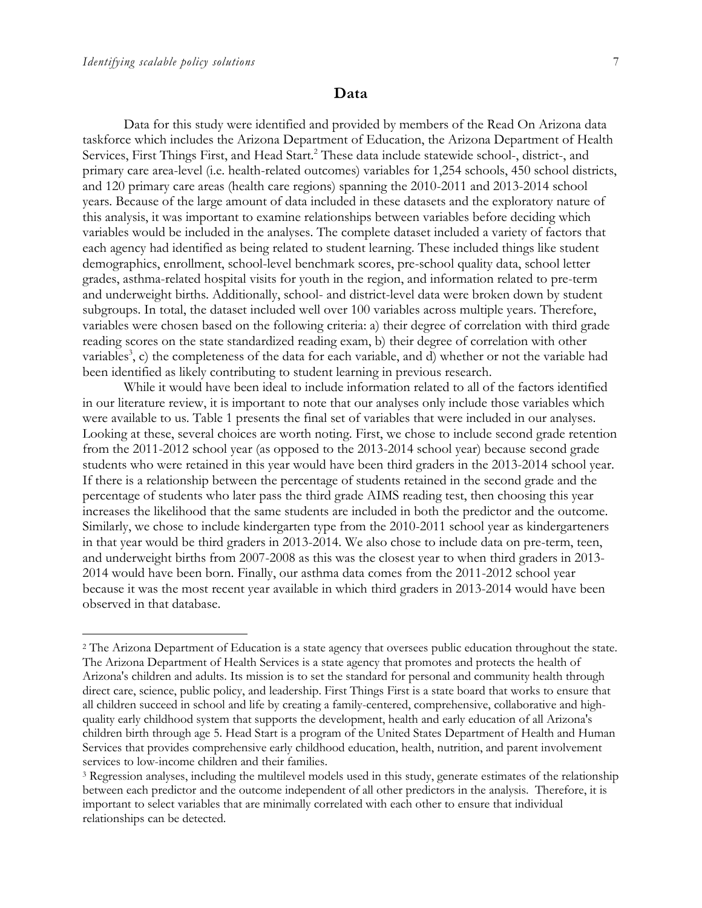## Data

Data for this study were identified and provided by members of the Read On Arizona data taskforce which includes the Arizona Department of Education, the Arizona Department of Health Services, First Things First, and Head Start.[2] These data include statewide school-, district-, and primary care area-level (i.e. health-related outcomes) variables for 1,254 schools, 450 school districts, and 120 primary care areas (health care regions) spanning the 2010-2011 and 2013-2014 school years. Because of the large amount of data included in these datasets and the exploratory nature of this analysis, it was important to examine relationships between variables before deciding which variables would be included in the analyses. The complete dataset included a variety of factors that each agency had identified as being related to student learning. These included things like student demographics, enrollment, school-level benchmark scores, pre-school quality data, school letter grades, asthma-related hospital visits for youth in the region, and information related to pre-term and underweight births. Additionally, school- and district-level data were broken down by student subgroups. In total, the dataset included well over 100 variables across multiple years. Therefore, variables were chosen based on the following criteria: a) their degree of correlation with third grade reading scores on the state standardized reading exam, b) their degree of correlation with other variables[3], c) the completeness of the data for each variable, and d) whether or not the variable had been identified as likely contributing to student learning in previous research.

While it would have been ideal to include information related to all of the factors identified in our literature review, it is important to note that our analyses only include those variables which were available to us. Table 1 presents the final set of variables that were included in our analyses. Looking at these, several choices are worth noting. First, we chose to include second grade retention from the 2011-2012 school year (as opposed to the 2013-2014 school year) because second grade students who were retained in this year would have been third graders in the 2013-2014 school year. If there is a relationship between the percentage of students retained in the second grade and the percentage of students who later pass the third grade AIMS reading test, then choosing this year increases the likelihood that the same students are included in both the predictor and the outcome. Similarly, we chose to include kindergarten type from the 2010-2011 school year as kindergarteners in that year would be third graders in 2013-2014. We also chose to include data on pre-term, teen, and underweight births from 2007-2008 as this was the closest year to when third graders in 2013-2014 would have been born. Finally, our asthma data comes from the 2011-2012 school year because it was the most recent year available in which third graders in 2013-2014 would have been observed in that database.

---

[2] The Arizona Department of Education is a state agency that oversees public education throughout the state. The Arizona Department of Health Services is a state agency that promotes and protects the health of Arizona's children and adults. Its mission is to set the standard for personal and community health through direct care, science, public policy, and leadership. First Things First is a state board that works to ensure that all children succeed in school and life by creating a family-centered, comprehensive, collaborative and high-quality early childhood system that supports the development, health and early education of all Arizona's children birth through age 5. Head Start is a program of the United States Department of Health and Human Services that provides comprehensive early childhood education, health, nutrition, and parent involvement services to low-income children and their families.

[3] Regression analyses, including the multilevel models used in this study, generate estimates of the relationship between each predictor and the outcome independent of all other predictors in the analysis. Therefore, it is important to select variables that are minimally correlated with each other to ensure that individual relationships can be detected.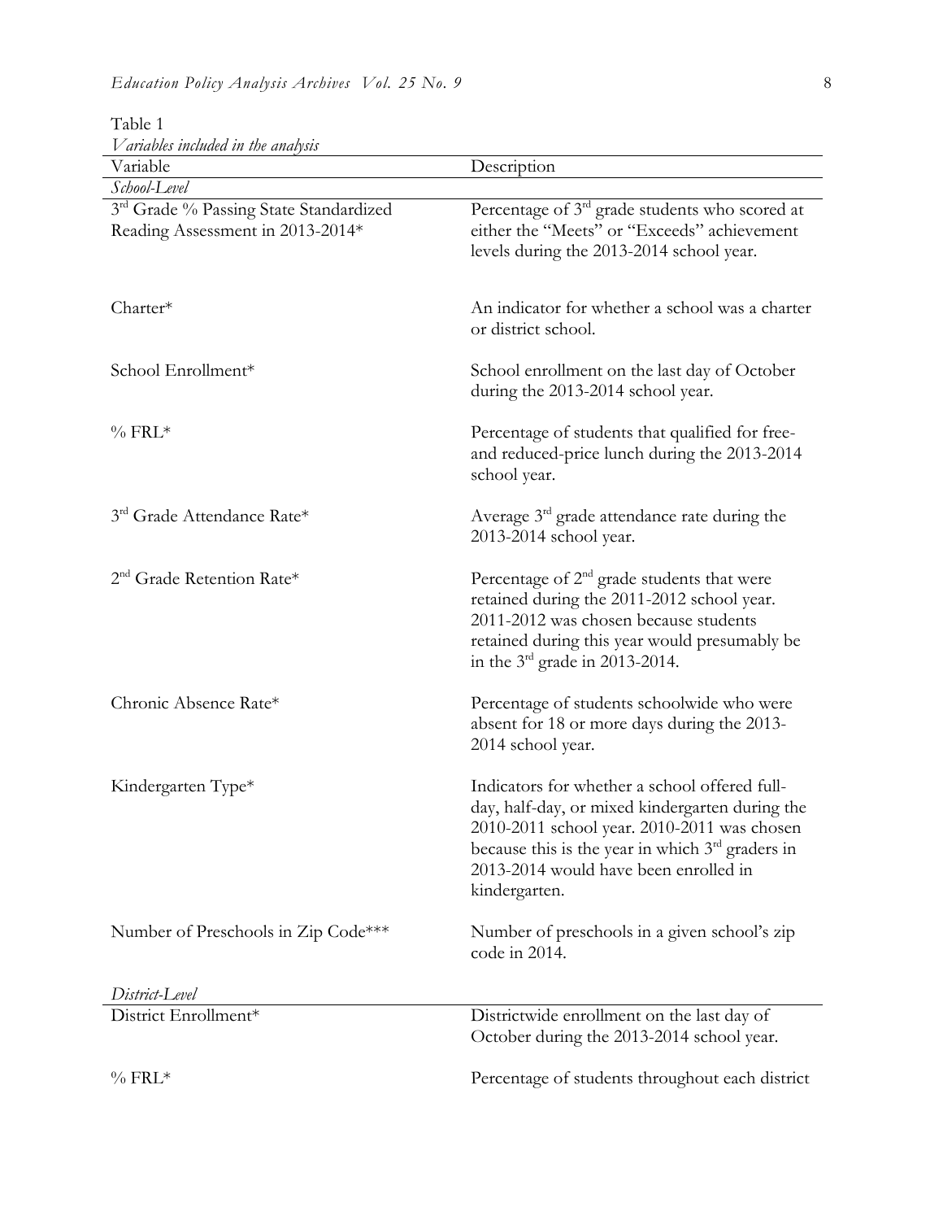Table 1
*Variables included in the analysis*

| Variable | Description |
|---|---|
| *School-Level* | |
| 3rd Grade % Passing State Standardized Reading Assessment in 2013-2014* | Percentage of 3rd grade students who scored at either the "Meets" or "Exceeds" achievement levels during the 2013-2014 school year. |
| Charter* | An indicator for whether a school was a charter or district school. |
| School Enrollment* | School enrollment on the last day of October during the 2013-2014 school year. |
| % FRL* | Percentage of students that qualified for free- and reduced-price lunch during the 2013-2014 school year. |
| 3rd Grade Attendance Rate* | Average 3rd grade attendance rate during the 2013-2014 school year. |
| 2nd Grade Retention Rate* | Percentage of 2nd grade students that were retained during the 2011-2012 school year. 2011-2012 was chosen because students retained during this year would presumably be in the 3rd grade in 2013-2014. |
| Chronic Absence Rate* | Percentage of students schoolwide who were absent for 18 or more days during the 2013-2014 school year. |
| Kindergarten Type* | Indicators for whether a school offered full-day, half-day, or mixed kindergarten during the 2010-2011 school year. 2010-2011 was chosen because this is the year in which 3rd graders in 2013-2014 would have been enrolled in kindergarten. |
| Number of Preschools in Zip Code*** | Number of preschools in a given school's zip code in 2014. |
| *District-Level* | |
| District Enrollment* | Districtwide enrollment on the last day of October during the 2013-2014 school year. |
| % FRL* | Percentage of students throughout each district |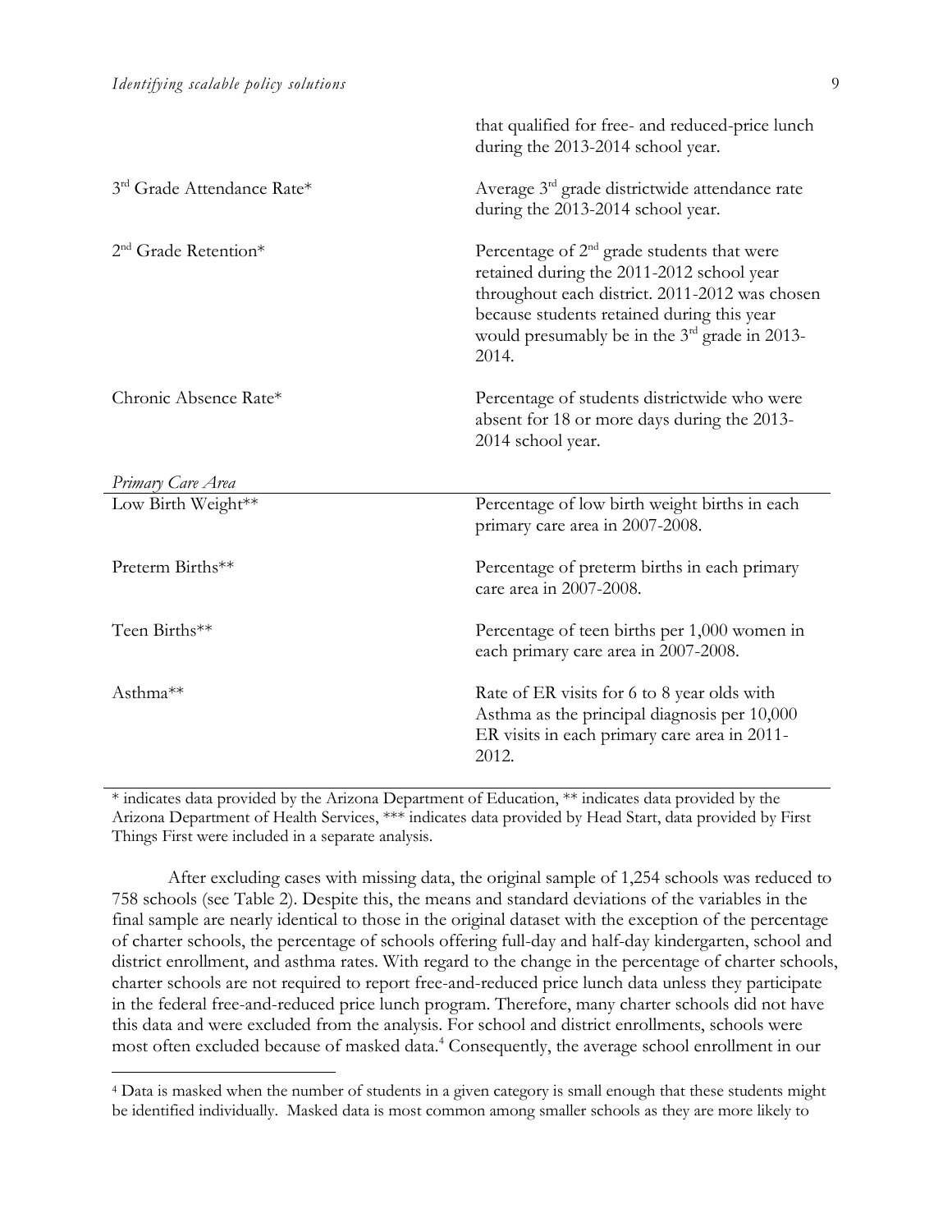| | |
|---|---|
| | that qualified for free- and reduced-price lunch during the 2013-2014 school year. |
| 3rd Grade Attendance Rate* | Average 3rd grade districtwide attendance rate during the 2013-2014 school year. |
| 2nd Grade Retention* | Percentage of 2nd grade students that were retained during the 2011-2012 school year throughout each district. 2011-2012 was chosen because students retained during this year would presumably be in the 3rd grade in 2013-2014. |
| Chronic Absence Rate* | Percentage of students districtwide who were absent for 18 or more days during the 2013-2014 school year. |
| *Primary Care Area* | |
| Low Birth Weight** | Percentage of low birth weight births in each primary care area in 2007-2008. |
| Preterm Births** | Percentage of preterm births in each primary care area in 2007-2008. |
| Teen Births** | Percentage of teen births per 1,000 women in each primary care area in 2007-2008. |
| Asthma** | Rate of ER visits for 6 to 8 year olds with Asthma as the principal diagnosis per 10,000 ER visits in each primary care area in 2011-2012. |

* indicates data provided by the Arizona Department of Education, ** indicates data provided by the Arizona Department of Health Services, *** indicates data provided by Head Start, data provided by First Things First were included in a separate analysis.

After excluding cases with missing data, the original sample of 1,254 schools was reduced to 758 schools (see Table 2). Despite this, the means and standard deviations of the variables in the final sample are nearly identical to those in the original dataset with the exception of the percentage of charter schools, the percentage of schools offering full-day and half-day kindergarten, school and district enrollment, and asthma rates. With regard to the change in the percentage of charter schools, charter schools are not required to report free-and-reduced price lunch data unless they participate in the federal free-and-reduced price lunch program. Therefore, many charter schools did not have this data and were excluded from the analysis. For school and district enrollments, schools were most often excluded because of masked data.[4] Consequently, the average school enrollment in our

[4] Data is masked when the number of students in a given category is small enough that these students might be identified individually. Masked data is most common among smaller schools as they are more likely to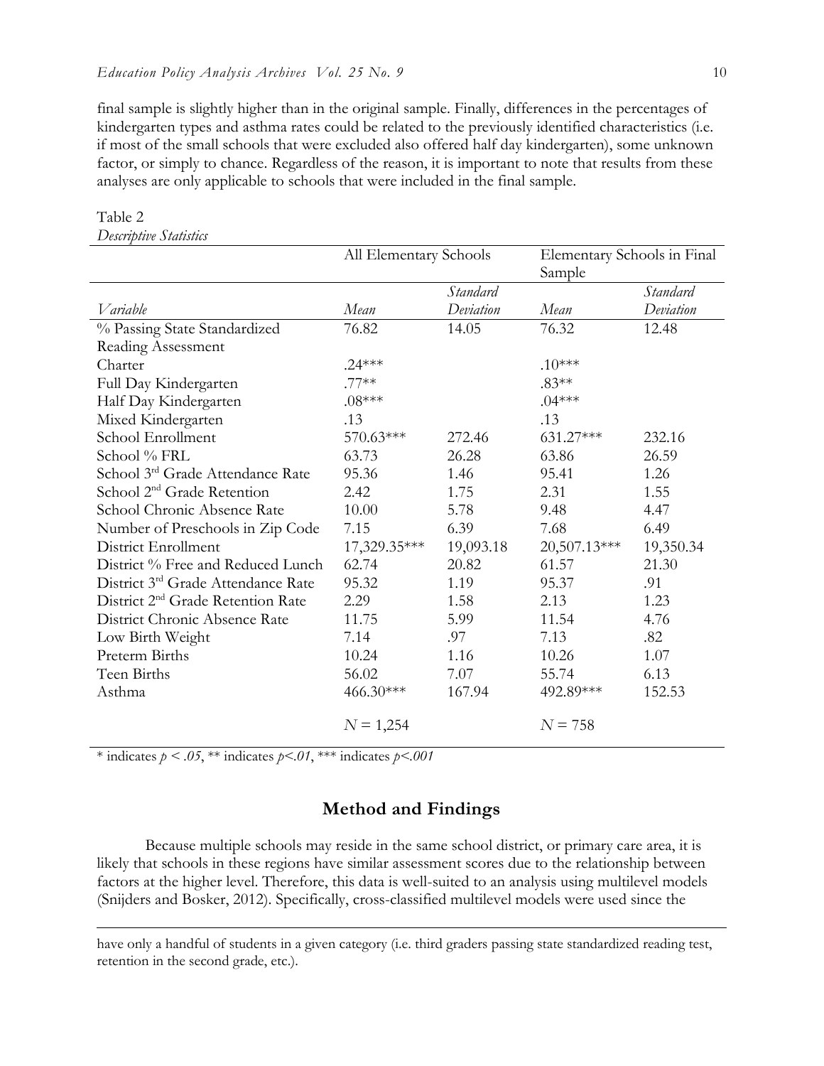final sample is slightly higher than in the original sample. Finally, differences in the percentages of kindergarten types and asthma rates could be related to the previously identified characteristics (i.e. if most of the small schools that were excluded also offered half day kindergarten), some unknown factor, or simply to chance. Regardless of the reason, it is important to note that results from these analyses are only applicable to schools that were included in the final sample.

Table 2
*Descriptive Statistics*

| | All Elementary Schools | | Elementary Schools in Final Sample | |
|---|---|---|---|---|
| *Variable* | *Mean* | *Standard Deviation* | *Mean* | *Standard Deviation* |
| % Passing State Standardized Reading Assessment | 76.82 | 14.05 | 76.32 | 12.48 |
| Charter | .24*** | | .10*** | |
| Full Day Kindergarten | .77** | | .83** | |
| Half Day Kindergarten | .08*** | | .04*** | |
| Mixed Kindergarten | .13 | | .13 | |
| School Enrollment | 570.63*** | 272.46 | 631.27*** | 232.16 |
| School % FRL | 63.73 | 26.28 | 63.86 | 26.59 |
| School 3rd Grade Attendance Rate | 95.36 | 1.46 | 95.41 | 1.26 |
| School 2nd Grade Retention | 2.42 | 1.75 | 2.31 | 1.55 |
| School Chronic Absence Rate | 10.00 | 5.78 | 9.48 | 4.47 |
| Number of Preschools in Zip Code | 7.15 | 6.39 | 7.68 | 6.49 |
| District Enrollment | 17,329.35*** | 19,093.18 | 20,507.13*** | 19,350.34 |
| District % Free and Reduced Lunch | 62.74 | 20.82 | 61.57 | 21.30 |
| District 3rd Grade Attendance Rate | 95.32 | 1.19 | 95.37 | .91 |
| District 2nd Grade Retention Rate | 2.29 | 1.58 | 2.13 | 1.23 |
| District Chronic Absence Rate | 11.75 | 5.99 | 11.54 | 4.76 |
| Low Birth Weight | 7.14 | .97 | 7.13 | .82 |
| Preterm Births | 10.24 | 1.16 | 10.26 | 1.07 |
| Teen Births | 56.02 | 7.07 | 55.74 | 6.13 |
| Asthma | 466.30*** | 167.94 | 492.89*** | 152.53 |
| | $N = 1,254$ | | $N = 758$ | |

\* indicates $p < .05$, ** indicates $p < .01$, *** indicates $p < .001$

## Method and Findings

Because multiple schools may reside in the same school district, or primary care area, it is likely that schools in these regions have similar assessment scores due to the relationship between factors at the higher level. Therefore, this data is well-suited to an analysis using multilevel models (Snijders and Bosker, 2012). Specifically, cross-classified multilevel models were used since the

have only a handful of students in a given category (i.e. third graders passing state standardized reading test, retention in the second grade, etc.).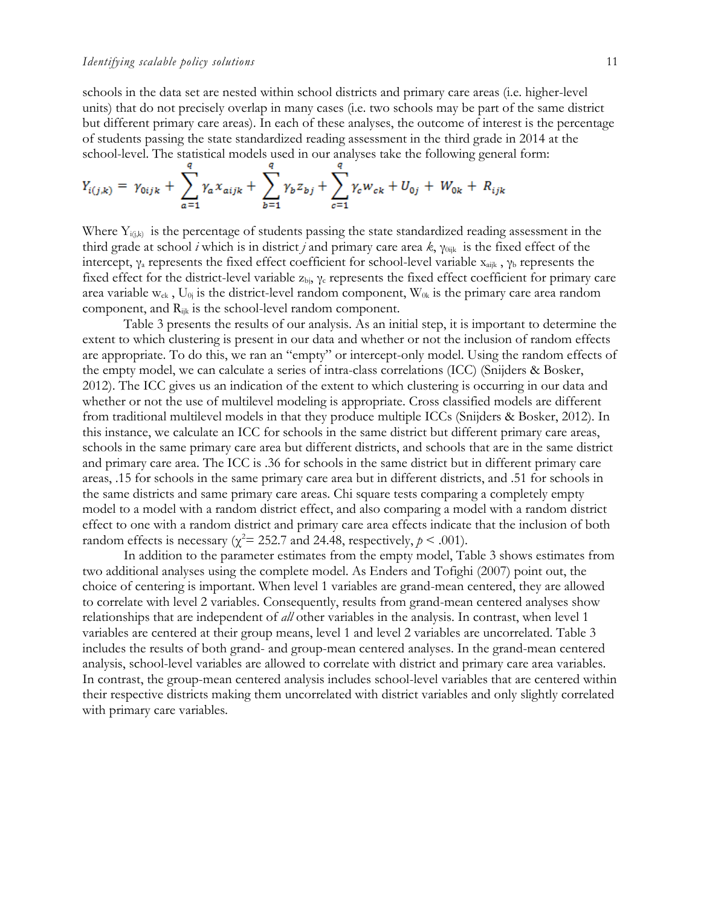schools in the data set are nested within school districts and primary care areas (i.e. higher-level units) that do not precisely overlap in many cases (i.e. two schools may be part of the same district but different primary care areas). In each of these analyses, the outcome of interest is the percentage of students passing the state standardized reading assessment in the third grade in 2014 at the school-level. The statistical models used in our analyses take the following general form:

$$Y_{i(j,k)} = \gamma_{0ijk} + \sum_{a=1}^{q} \gamma_a x_{aijk} + \sum_{b=1}^{q} \gamma_b z_{bj} + \sum_{c=1}^{q} \gamma_c w_{ck} + U_{0j} + W_{0k} + R_{ijk}$$

Where $Y_{i(j,k)}$ is the percentage of students passing the state standardized reading assessment in the third grade at school *i* which is in district *j* and primary care area *k*, $\gamma_{0ijk}$ is the fixed effect of the intercept, $\gamma_a$ represents the fixed effect coefficient for school-level variable $x_{aijk}$ , $\gamma_b$ represents the fixed effect for the district-level variable $z_{bj}$, $\gamma_c$ represents the fixed effect coefficient for primary care area variable $w_{ck}$ , $U_{0j}$ is the district-level random component, $W_{0k}$ is the primary care area random component, and $R_{ijk}$ is the school-level random component.

Table 3 presents the results of our analysis. As an initial step, it is important to determine the extent to which clustering is present in our data and whether or not the inclusion of random effects are appropriate. To do this, we ran an "empty" or intercept-only model. Using the random effects of the empty model, we can calculate a series of intra-class correlations (ICC) (Snijders & Bosker, 2012). The ICC gives us an indication of the extent to which clustering is occurring in our data and whether or not the use of multilevel modeling is appropriate. Cross classified models are different from traditional multilevel models in that they produce multiple ICCs (Snijders & Bosker, 2012). In this instance, we calculate an ICC for schools in the same district but different primary care areas, schools in the same primary care area but different districts, and schools that are in the same district and primary care area. The ICC is .36 for schools in the same district but in different primary care areas, .15 for schools in the same primary care area but in different districts, and .51 for schools in the same districts and same primary care areas. Chi square tests comparing a completely empty model to a model with a random district effect, and also comparing a model with a random district effect to one with a random district and primary care area effects indicate that the inclusion of both random effects is necessary ($\chi^2$= 252.7 and 24.48, respectively, $p < .001$).

In addition to the parameter estimates from the empty model, Table 3 shows estimates from two additional analyses using the complete model. As Enders and Tofighi (2007) point out, the choice of centering is important. When level 1 variables are grand-mean centered, they are allowed to correlate with level 2 variables. Consequently, results from grand-mean centered analyses show relationships that are independent of *all* other variables in the analysis. In contrast, when level 1 variables are centered at their group means, level 1 and level 2 variables are uncorrelated. Table 3 includes the results of both grand- and group-mean centered analyses. In the grand-mean centered analysis, school-level variables are allowed to correlate with district and primary care area variables. In contrast, the group-mean centered analysis includes school-level variables that are centered within their respective districts making them uncorrelated with district variables and only slightly correlated with primary care variables.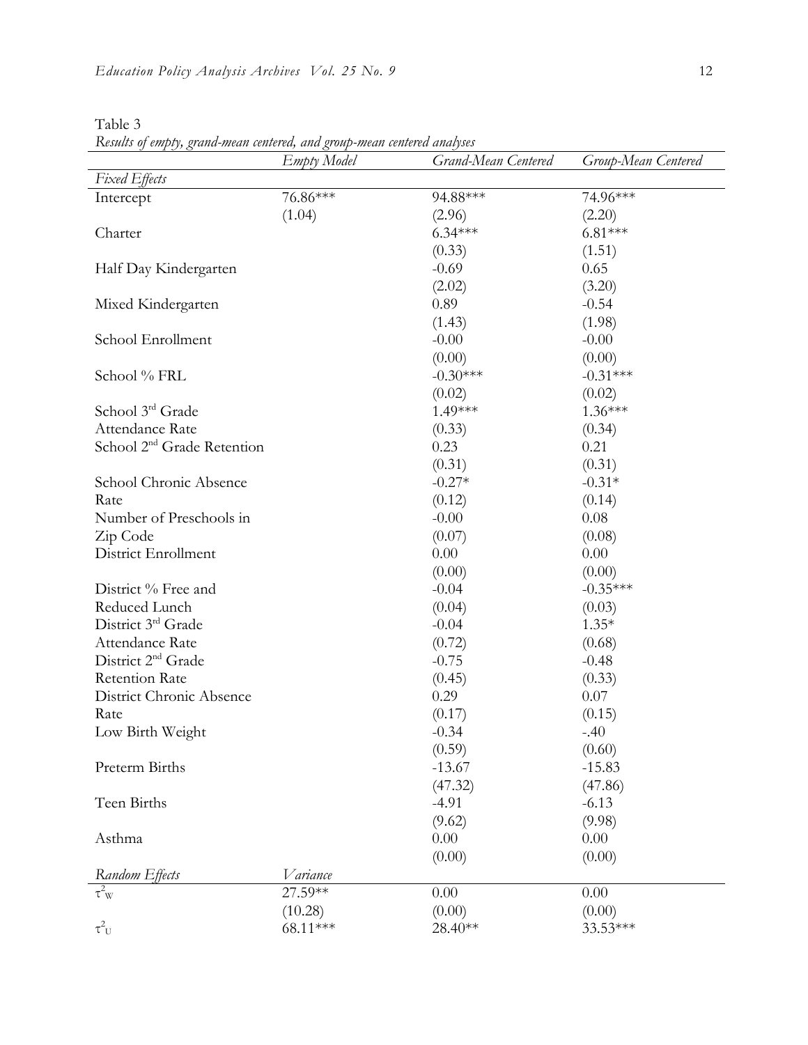Table 3

*Results of empty, grand-mean centered, and group-mean centered analyses*

| | *Empty Model* | *Grand-Mean Centered* | *Group-Mean Centered* |
|---|---|---|---|
| *Fixed Effects* | | | |
| Intercept | 76.86*** | 94.88*** | 74.96*** |
| | (1.04) | (2.96) | (2.20) |
| Charter | | 6.34*** | 6.81*** |
| | | (0.33) | (1.51) |
| Half Day Kindergarten | | -0.69 | 0.65 |
| | | (2.02) | (3.20) |
| Mixed Kindergarten | | 0.89 | -0.54 |
| | | (1.43) | (1.98) |
| School Enrollment | | -0.00 | -0.00 |
| | | (0.00) | (0.00) |
| School % FRL | | -0.30*** | -0.31*** |
| | | (0.02) | (0.02) |
| School 3rd Grade Attendance Rate | | 1.49*** | 1.36*** |
| | | (0.33) | (0.34) |
| School 2nd Grade Retention | | 0.23 | 0.21 |
| | | (0.31) | (0.31) |
| School Chronic Absence Rate | | -0.27* | -0.31* |
| | | (0.12) | (0.14) |
| Number of Preschools in Zip Code | | -0.00 | 0.08 |
| | | (0.07) | (0.08) |
| District Enrollment | | 0.00 | 0.00 |
| | | (0.00) | (0.00) |
| District % Free and Reduced Lunch | | -0.04 | -0.35*** |
| | | (0.04) | (0.03) |
| District 3rd Grade Attendance Rate | | -0.04 | 1.35* |
| | | (0.72) | (0.68) |
| District 2nd Grade Retention Rate | | -0.75 | -0.48 |
| | | (0.45) | (0.33) |
| District Chronic Absence Rate | | 0.29 | 0.07 |
| | | (0.17) | (0.15) |
| Low Birth Weight | | -0.34 | -.40 |
| | | (0.59) | (0.60) |
| Preterm Births | | -13.67 | -15.83 |
| | | (47.32) | (47.86) |
| Teen Births | | -4.91 | -6.13 |
| | | (9.62) | (9.98) |
| Asthma | | 0.00 | 0.00 |
| | | (0.00) | (0.00) |
| *Random Effects* | *Variance* | | |
| $\tau^2_W$ | 27.59** | 0.00 | 0.00 |
| | (10.28) | (0.00) | (0.00) |
| $\tau^2_U$ | 68.11*** | 28.40** | 33.53*** |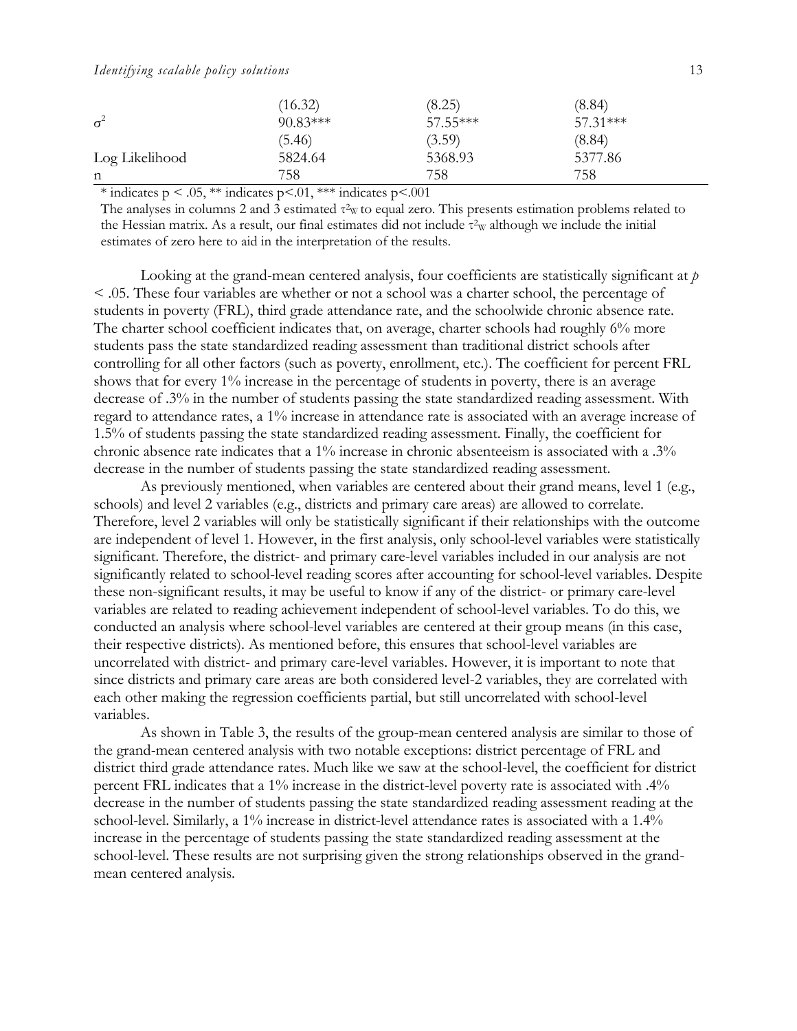| | | | |
|---|---|---|---|
| | (16.32) | (8.25) | (8.84) |
| $\sigma^2$ | 90.83*** | 57.55*** | 57.31*** |
| | (5.46) | (3.59) | (8.84) |
| Log Likelihood | 5824.64 | 5368.93 | 5377.86 |
| n | 758 | 758 | 758 |

\* indicates p < .05, ** indicates p<.01, *** indicates p<.001

The analyses in columns 2 and 3 estimated $\tau^2_W$ to equal zero. This presents estimation problems related to the Hessian matrix. As a result, our final estimates did not include $\tau^2_W$ although we include the initial estimates of zero here to aid in the interpretation of the results.

Looking at the grand-mean centered analysis, four coefficients are statistically significant at $p < .05$. These four variables are whether or not a school was a charter school, the percentage of students in poverty (FRL), third grade attendance rate, and the schoolwide chronic absence rate. The charter school coefficient indicates that, on average, charter schools had roughly 6% more students pass the state standardized reading assessment than traditional district schools after controlling for all other factors (such as poverty, enrollment, etc.). The coefficient for percent FRL shows that for every 1% increase in the percentage of students in poverty, there is an average decrease of .3% in the number of students passing the state standardized reading assessment. With regard to attendance rates, a 1% increase in attendance rate is associated with an average increase of 1.5% of students passing the state standardized reading assessment. Finally, the coefficient for chronic absence rate indicates that a 1% increase in chronic absenteeism is associated with a .3% decrease in the number of students passing the state standardized reading assessment.

As previously mentioned, when variables are centered about their grand means, level 1 (e.g., schools) and level 2 variables (e.g., districts and primary care areas) are allowed to correlate. Therefore, level 2 variables will only be statistically significant if their relationships with the outcome are independent of level 1. However, in the first analysis, only school-level variables were statistically significant. Therefore, the district- and primary care-level variables included in our analysis are not significantly related to school-level reading scores after accounting for school-level variables. Despite these non-significant results, it may be useful to know if any of the district- or primary care-level variables are related to reading achievement independent of school-level variables. To do this, we conducted an analysis where school-level variables are centered at their group means (in this case, their respective districts). As mentioned before, this ensures that school-level variables are uncorrelated with district- and primary care-level variables. However, it is important to note that since districts and primary care areas are both considered level-2 variables, they are correlated with each other making the regression coefficients partial, but still uncorrelated with school-level variables.

As shown in Table 3, the results of the group-mean centered analysis are similar to those of the grand-mean centered analysis with two notable exceptions: district percentage of FRL and district third grade attendance rates. Much like we saw at the school-level, the coefficient for district percent FRL indicates that a 1% increase in the district-level poverty rate is associated with .4% decrease in the number of students passing the state standardized reading assessment reading at the school-level. Similarly, a 1% increase in district-level attendance rates is associated with a 1.4% increase in the percentage of students passing the state standardized reading assessment at the school-level. These results are not surprising given the strong relationships observed in the grand-mean centered analysis.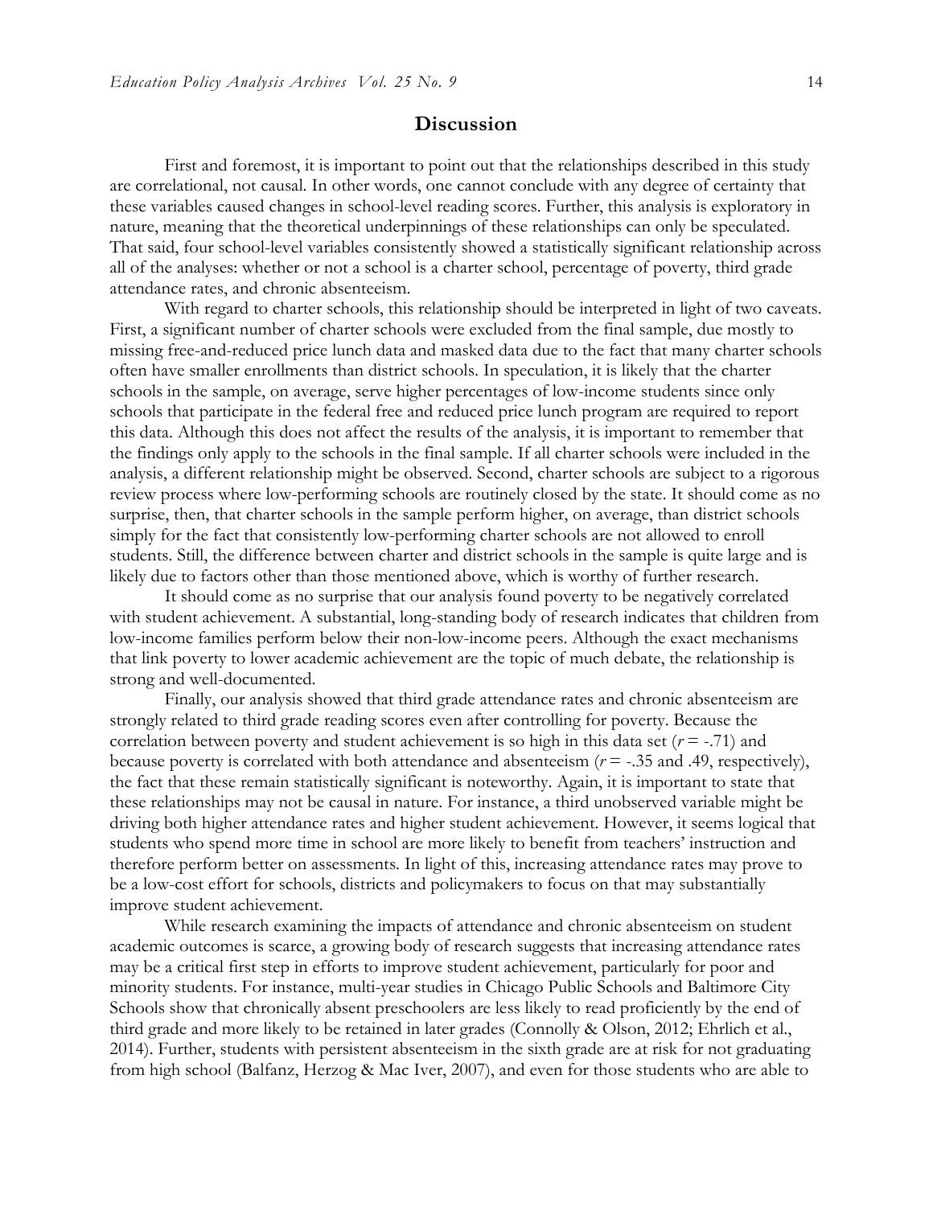## Discussion

First and foremost, it is important to point out that the relationships described in this study are correlational, not causal. In other words, one cannot conclude with any degree of certainty that these variables caused changes in school-level reading scores. Further, this analysis is exploratory in nature, meaning that the theoretical underpinnings of these relationships can only be speculated. That said, four school-level variables consistently showed a statistically significant relationship across all of the analyses: whether or not a school is a charter school, percentage of poverty, third grade attendance rates, and chronic absenteeism.

With regard to charter schools, this relationship should be interpreted in light of two caveats. First, a significant number of charter schools were excluded from the final sample, due mostly to missing free-and-reduced price lunch data and masked data due to the fact that many charter schools often have smaller enrollments than district schools. In speculation, it is likely that the charter schools in the sample, on average, serve higher percentages of low-income students since only schools that participate in the federal free and reduced price lunch program are required to report this data. Although this does not affect the results of the analysis, it is important to remember that the findings only apply to the schools in the final sample. If all charter schools were included in the analysis, a different relationship might be observed. Second, charter schools are subject to a rigorous review process where low-performing schools are routinely closed by the state. It should come as no surprise, then, that charter schools in the sample perform higher, on average, than district schools simply for the fact that consistently low-performing charter schools are not allowed to enroll students. Still, the difference between charter and district schools in the sample is quite large and is likely due to factors other than those mentioned above, which is worthy of further research.

It should come as no surprise that our analysis found poverty to be negatively correlated with student achievement. A substantial, long-standing body of research indicates that children from low-income families perform below their non-low-income peers. Although the exact mechanisms that link poverty to lower academic achievement are the topic of much debate, the relationship is strong and well-documented.

Finally, our analysis showed that third grade attendance rates and chronic absenteeism are strongly related to third grade reading scores even after controlling for poverty. Because the correlation between poverty and student achievement is so high in this data set ($r = -.71$) and because poverty is correlated with both attendance and absenteeism ($r = -.35$ and $.49$, respectively), the fact that these remain statistically significant is noteworthy. Again, it is important to state that these relationships may not be causal in nature. For instance, a third unobserved variable might be driving both higher attendance rates and higher student achievement. However, it seems logical that students who spend more time in school are more likely to benefit from teachers' instruction and therefore perform better on assessments. In light of this, increasing attendance rates may prove to be a low-cost effort for schools, districts and policymakers to focus on that may substantially improve student achievement.

While research examining the impacts of attendance and chronic absenteeism on student academic outcomes is scarce, a growing body of research suggests that increasing attendance rates may be a critical first step in efforts to improve student achievement, particularly for poor and minority students. For instance, multi-year studies in Chicago Public Schools and Baltimore City Schools show that chronically absent preschoolers are less likely to read proficiently by the end of third grade and more likely to be retained in later grades (Connolly & Olson, 2012; Ehrlich et al., 2014). Further, students with persistent absenteeism in the sixth grade are at risk for not graduating from high school (Balfanz, Herzog & Mac Iver, 2007), and even for those students who are able to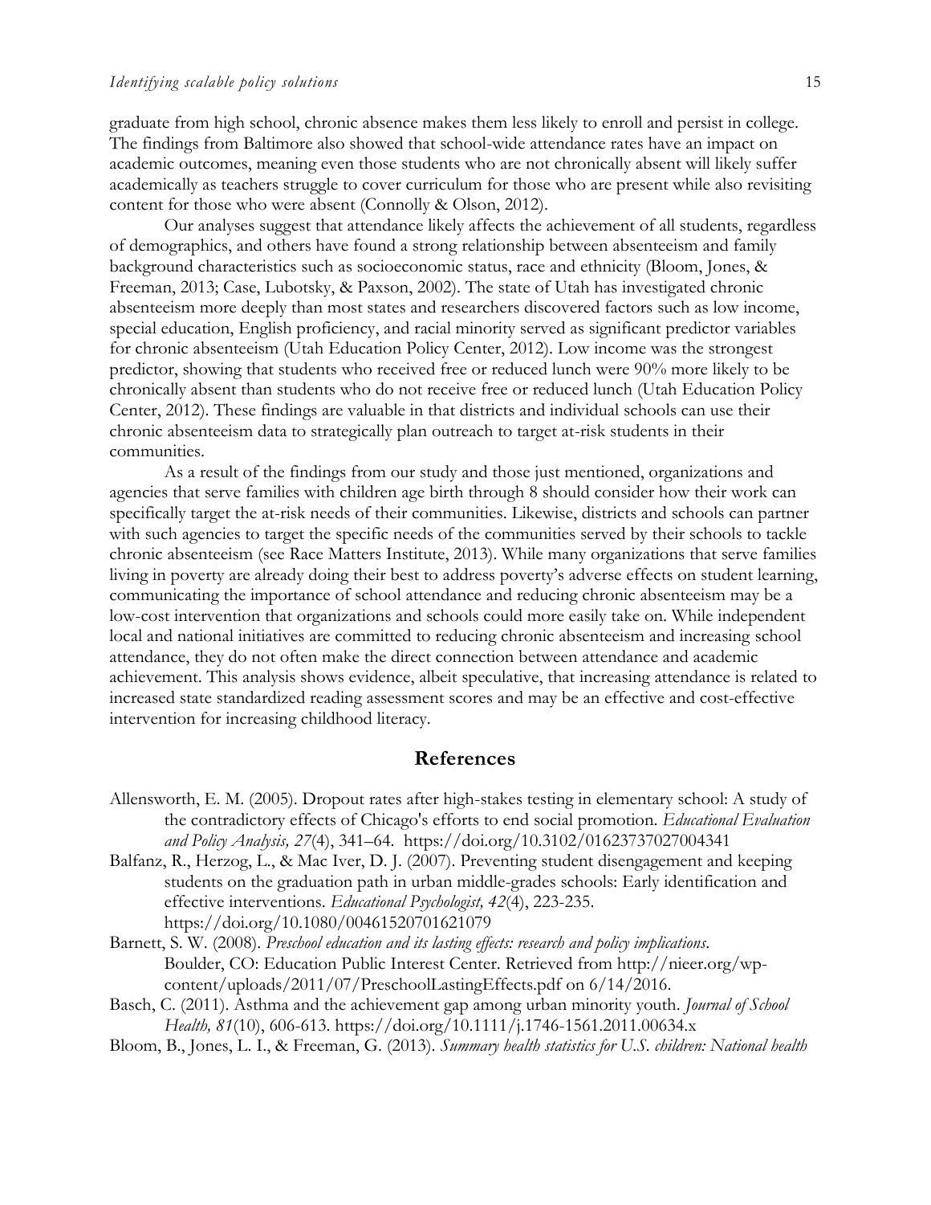graduate from high school, chronic absence makes them less likely to enroll and persist in college. The findings from Baltimore also showed that school-wide attendance rates have an impact on academic outcomes, meaning even those students who are not chronically absent will likely suffer academically as teachers struggle to cover curriculum for those who are present while also revisiting content for those who were absent (Connolly & Olson, 2012).

Our analyses suggest that attendance likely affects the achievement of all students, regardless of demographics, and others have found a strong relationship between absenteeism and family background characteristics such as socioeconomic status, race and ethnicity (Bloom, Jones, & Freeman, 2013; Case, Lubotsky, & Paxson, 2002). The state of Utah has investigated chronic absenteeism more deeply than most states and researchers discovered factors such as low income, special education, English proficiency, and racial minority served as significant predictor variables for chronic absenteeism (Utah Education Policy Center, 2012). Low income was the strongest predictor, showing that students who received free or reduced lunch were 90% more likely to be chronically absent than students who do not receive free or reduced lunch (Utah Education Policy Center, 2012). These findings are valuable in that districts and individual schools can use their chronic absenteeism data to strategically plan outreach to target at-risk students in their communities.

As a result of the findings from our study and those just mentioned, organizations and agencies that serve families with children age birth through 8 should consider how their work can specifically target the at-risk needs of their communities. Likewise, districts and schools can partner with such agencies to target the specific needs of the communities served by their schools to tackle chronic absenteeism (see Race Matters Institute, 2013). While many organizations that serve families living in poverty are already doing their best to address poverty's adverse effects on student learning, communicating the importance of school attendance and reducing chronic absenteeism may be a low-cost intervention that organizations and schools could more easily take on. While independent local and national initiatives are committed to reducing chronic absenteeism and increasing school attendance, they do not often make the direct connection between attendance and academic achievement. This analysis shows evidence, albeit speculative, that increasing attendance is related to increased state standardized reading assessment scores and may be an effective and cost-effective intervention for increasing childhood literacy.

## References

Allensworth, E. M. (2005). Dropout rates after high-stakes testing in elementary school: A study of the contradictory effects of Chicago's efforts to end social promotion. *Educational Evaluation and Policy Analysis, 27*(4), 341–64. https://doi.org/10.3102/01623737027004341

Balfanz, R., Herzog, L., & Mac Iver, D. J. (2007). Preventing student disengagement and keeping students on the graduation path in urban middle-grades schools: Early identification and effective interventions. *Educational Psychologist, 42*(4), 223-235. https://doi.org/10.1080/00461520701621079

Barnett, S. W. (2008). *Preschool education and its lasting effects: research and policy implications*. Boulder, CO: Education Public Interest Center. Retrieved from http://nieer.org/wp-content/uploads/2011/07/PreschoolLastingEffects.pdf on 6/14/2016.

Basch, C. (2011). Asthma and the achievement gap among urban minority youth. *Journal of School Health, 81*(10), 606-613. https://doi.org/10.1111/j.1746-1561.2011.00634.x

Bloom, B., Jones, L. I., & Freeman, G. (2013). *Summary health statistics for U.S. children: National health*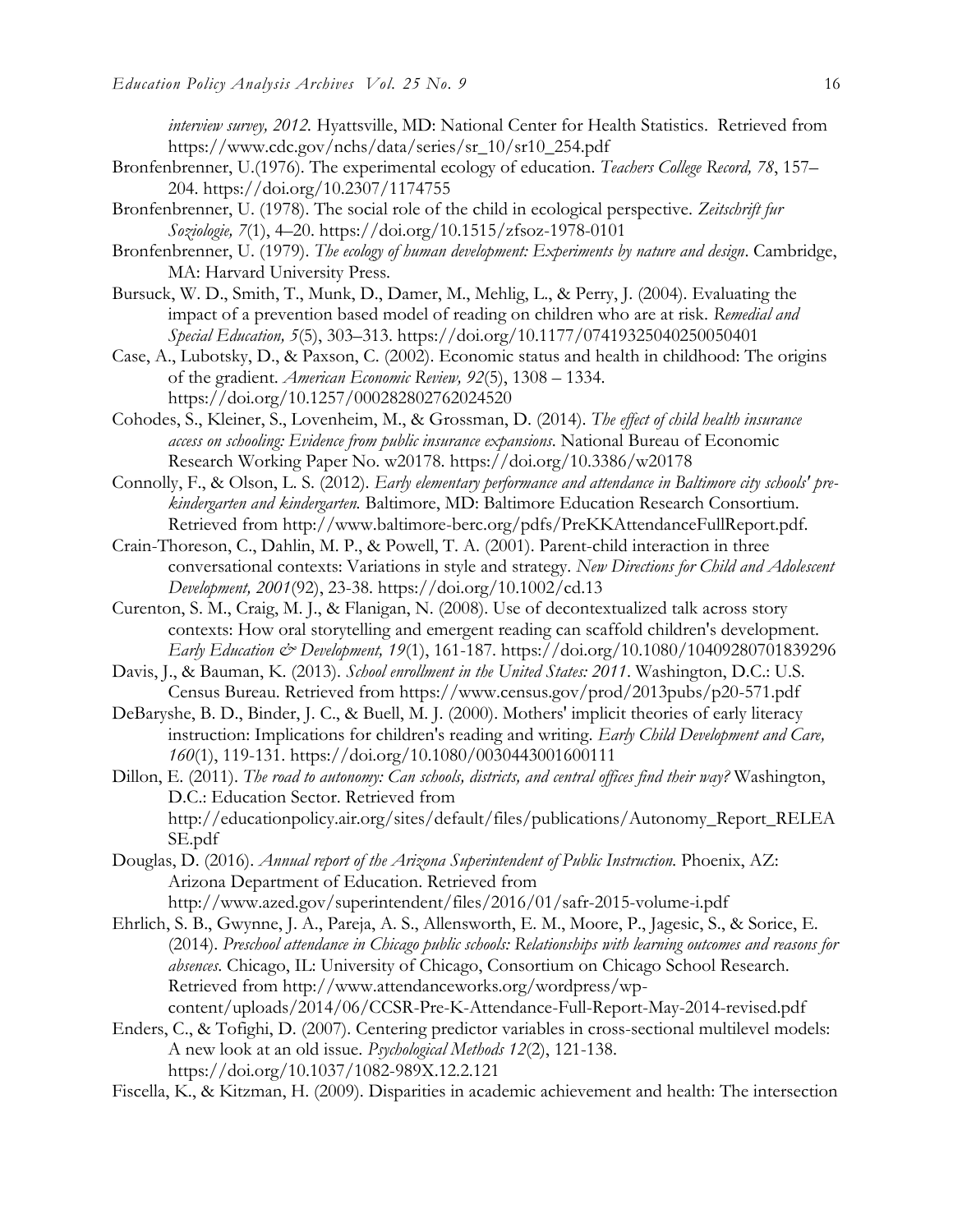*interview survey, 2012.* Hyattsville, MD: National Center for Health Statistics. Retrieved from https://www.cdc.gov/nchs/data/series/sr_10/sr10_254.pdf

Bronfenbrenner, U.(1976). The experimental ecology of education. *Teachers College Record, 78*, 157–204. https://doi.org/10.2307/1174755

Bronfenbrenner, U. (1978). The social role of the child in ecological perspective. *Zeitschrift fur Soziologie, 7*(1), 4–20. https://doi.org/10.1515/zfsoz-1978-0101

Bronfenbrenner, U. (1979). *The ecology of human development: Experiments by nature and design*. Cambridge, MA: Harvard University Press.

Bursuck, W. D., Smith, T., Munk, D., Damer, M., Mehlig, L., & Perry, J. (2004). Evaluating the impact of a prevention based model of reading on children who are at risk. *Remedial and Special Education, 5*(5), 303–313. https://doi.org/10.1177/07419325040250050401

Case, A., Lubotsky, D., & Paxson, C. (2002). Economic status and health in childhood: The origins of the gradient. *American Economic Review, 92*(5), 1308 – 1334. https://doi.org/10.1257/000282802762024520

Cohodes, S., Kleiner, S., Lovenheim, M., & Grossman, D. (2014). *The effect of child health insurance access on schooling: Evidence from public insurance expansions*. National Bureau of Economic Research Working Paper No. w20178. https://doi.org/10.3386/w20178

Connolly, F., & Olson, L. S. (2012). *Early elementary performance and attendance in Baltimore city schools' pre-kindergarten and kindergarten.* Baltimore, MD: Baltimore Education Research Consortium. Retrieved from http://www.baltimore-berc.org/pdfs/PreKKAttendanceFullReport.pdf.

Crain-Thoreson, C., Dahlin, M. P., & Powell, T. A. (2001). Parent-child interaction in three conversational contexts: Variations in style and strategy. *New Directions for Child and Adolescent Development, 2001*(92), 23-38. https://doi.org/10.1002/cd.13

Curenton, S. M., Craig, M. J., & Flanigan, N. (2008). Use of decontextualized talk across story contexts: How oral storytelling and emergent reading can scaffold children's development. *Early Education & Development, 19*(1), 161-187. https://doi.org/10.1080/10409280701839296

Davis, J., & Bauman, K. (2013). *School enrollment in the United States: 2011*. Washington, D.C.: U.S. Census Bureau. Retrieved from https://www.census.gov/prod/2013pubs/p20-571.pdf

DeBaryshe, B. D., Binder, J. C., & Buell, M. J. (2000). Mothers' implicit theories of early literacy instruction: Implications for children's reading and writing. *Early Child Development and Care, 160*(1), 119-131. https://doi.org/10.1080/0030443001600111

Dillon, E. (2011). *The road to autonomy: Can schools, districts, and central offices find their way?* Washington, D.C.: Education Sector. Retrieved from http://educationpolicy.air.org/sites/default/files/publications/Autonomy_Report_RELEASE.pdf

Douglas, D. (2016). *Annual report of the Arizona Superintendent of Public Instruction.* Phoenix, AZ: Arizona Department of Education. Retrieved from http://www.azed.gov/superintendent/files/2016/01/safr-2015-volume-i.pdf

Ehrlich, S. B., Gwynne, J. A., Pareja, A. S., Allensworth, E. M., Moore, P., Jagesic, S., & Sorice, E. (2014). *Preschool attendance in Chicago public schools: Relationships with learning outcomes and reasons for absences*. Chicago, IL: University of Chicago, Consortium on Chicago School Research. Retrieved from http://www.attendanceworks.org/wordpress/wp-content/uploads/2014/06/CCSR-Pre-K-Attendance-Full-Report-May-2014-revised.pdf

Enders, C., & Tofighi, D. (2007). Centering predictor variables in cross-sectional multilevel models: A new look at an old issue. *Psychological Methods 12*(2), 121-138. https://doi.org/10.1037/1082-989X.12.2.121

Fiscella, K., & Kitzman, H. (2009). Disparities in academic achievement and health: The intersection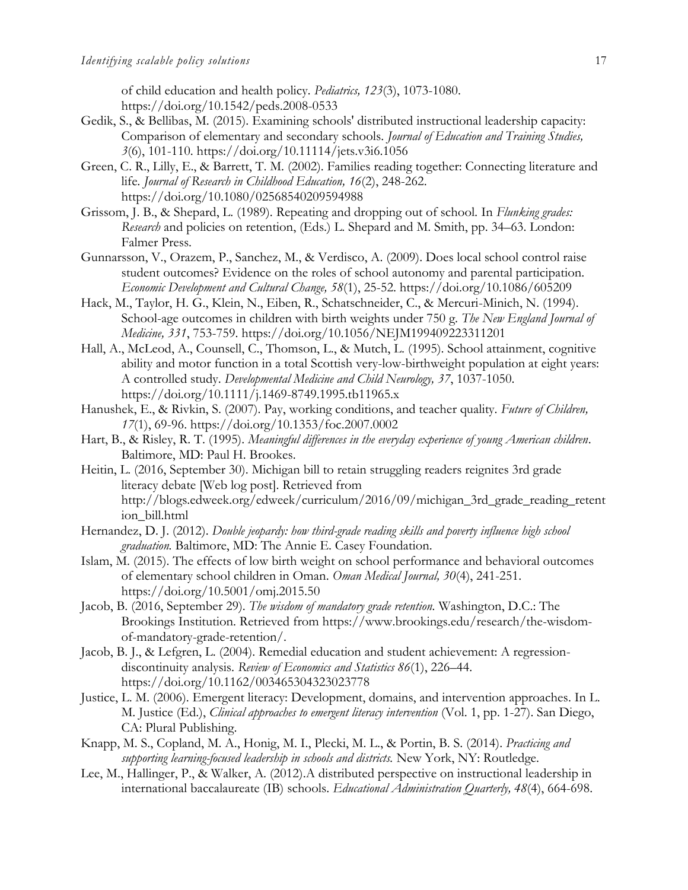of child education and health policy. *Pediatrics, 123*(3), 1073-1080. https://doi.org/10.1542/peds.2008-0533

Gedik, S., & Bellibas, M. (2015). Examining schools' distributed instructional leadership capacity: Comparison of elementary and secondary schools. *Journal of Education and Training Studies, 3*(6), 101-110. https://doi.org/10.11114/jets.v3i6.1056

Green, C. R., Lilly, E., & Barrett, T. M. (2002). Families reading together: Connecting literature and life. *Journal of Research in Childhood Education, 16*(2), 248-262. https://doi.org/10.1080/02568540209594988

Grissom, J. B., & Shepard, L. (1989). Repeating and dropping out of school. In *Flunking grades: Research* and policies on retention, (Eds.) L. Shepard and M. Smith, pp. 34–63. London: Falmer Press.

Gunnarsson, V., Orazem, P., Sanchez, M., & Verdisco, A. (2009). Does local school control raise student outcomes? Evidence on the roles of school autonomy and parental participation. *Economic Development and Cultural Change, 58*(1), 25-52. https://doi.org/10.1086/605209

Hack, M., Taylor, H. G., Klein, N., Eiben, R., Schatschneider, C., & Mercuri-Minich, N. (1994). School-age outcomes in children with birth weights under 750 g. *The New England Journal of Medicine, 331*, 753-759. https://doi.org/10.1056/NEJM199409223311201

Hall, A., McLeod, A., Counsell, C., Thomson, L., & Mutch, L. (1995). School attainment, cognitive ability and motor function in a total Scottish very-low-birthweight population at eight years: A controlled study. *Developmental Medicine and Child Neurology, 37*, 1037-1050. https://doi.org/10.1111/j.1469-8749.1995.tb11965.x

Hanushek, E., & Rivkin, S. (2007). Pay, working conditions, and teacher quality. *Future of Children, 17*(1), 69-96. https://doi.org/10.1353/foc.2007.0002

Hart, B., & Risley, R. T. (1995). *Meaningful differences in the everyday experience of young American children*. Baltimore, MD: Paul H. Brookes.

Heitin, L. (2016, September 30). Michigan bill to retain struggling readers reignites 3rd grade literacy debate [Web log post]. Retrieved from http://blogs.edweek.org/edweek/curriculum/2016/09/michigan_3rd_grade_reading_retention_bill.html

Hernandez, D. J. (2012). *Double jeopardy: how third-grade reading skills and poverty influence high school graduation.* Baltimore, MD: The Annie E. Casey Foundation.

Islam, M. (2015). The effects of low birth weight on school performance and behavioral outcomes of elementary school children in Oman. *Oman Medical Journal, 30*(4), 241-251. https://doi.org/10.5001/omj.2015.50

Jacob, B. (2016, September 29). *The wisdom of mandatory grade retention.* Washington, D.C.: The Brookings Institution. Retrieved from https://www.brookings.edu/research/the-wisdom-of-mandatory-grade-retention/.

Jacob, B. J., & Lefgren, L. (2004). Remedial education and student achievement: A regression-discontinuity analysis. *Review of Economics and Statistics 86*(1), 226–44. https://doi.org/10.1162/003465304323023778

Justice, L. M. (2006). Emergent literacy: Development, domains, and intervention approaches. In L. M. Justice (Ed.), *Clinical approaches to emergent literacy intervention* (Vol. 1, pp. 1-27). San Diego, CA: Plural Publishing.

Knapp, M. S., Copland, M. A., Honig, M. I., Plecki, M. L., & Portin, B. S. (2014). *Practicing and supporting learning-focused leadership in schools and districts.* New York, NY: Routledge.

Lee, M., Hallinger, P., & Walker, A. (2012).A distributed perspective on instructional leadership in international baccalaureate (IB) schools. *Educational Administration Quarterly, 48*(4), 664-698.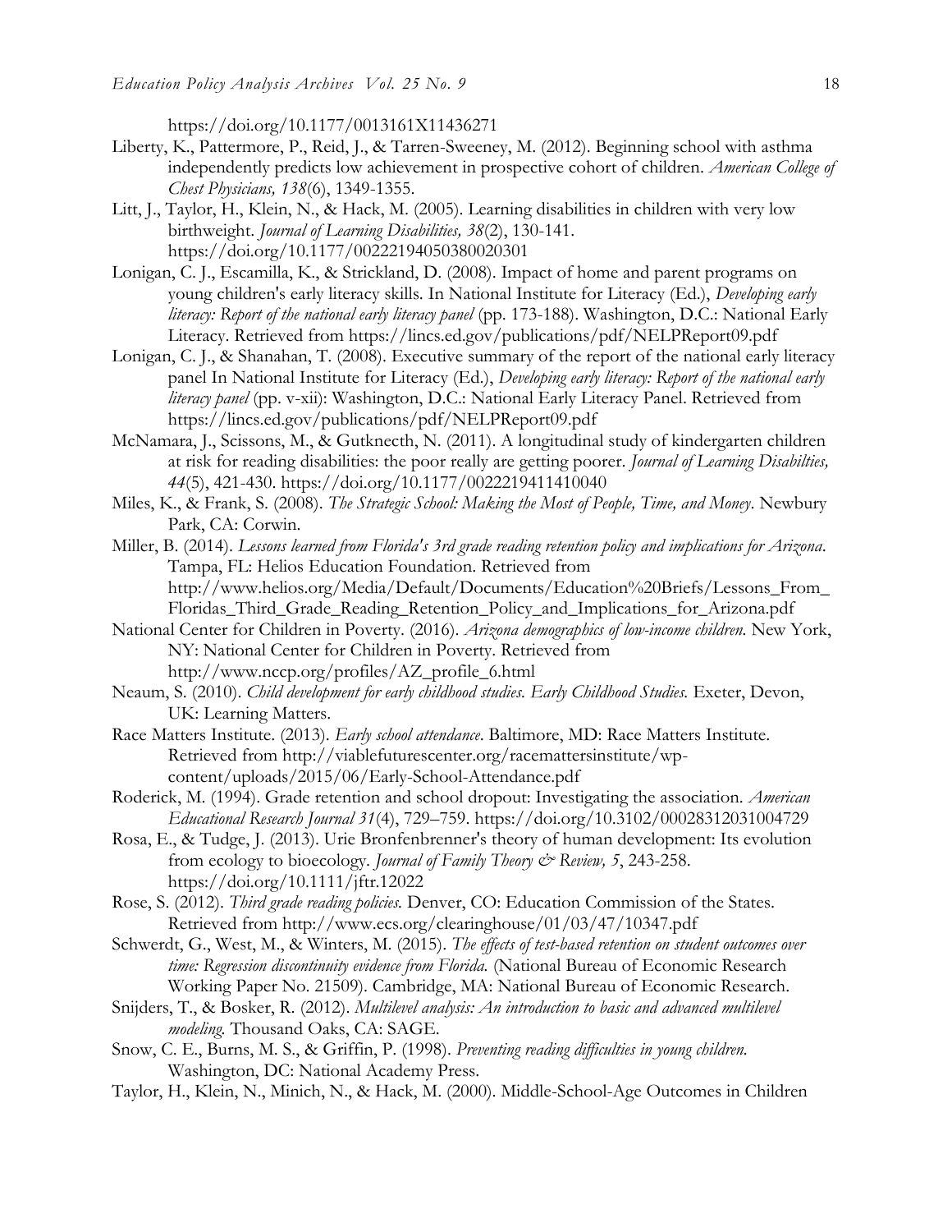https://doi.org/10.1177/0013161X11436271

Liberty, K., Pattermore, P., Reid, J., & Tarren-Sweeney, M. (2012). Beginning school with asthma independently predicts low achievement in prospective cohort of children. *American College of Chest Physicians, 138*(6), 1349-1355.

Litt, J., Taylor, H., Klein, N., & Hack, M. (2005). Learning disabilities in children with very low birthweight. *Journal of Learning Disabilities, 38*(2), 130-141. https://doi.org/10.1177/00222194050380020301

Lonigan, C. J., Escamilla, K., & Strickland, D. (2008). Impact of home and parent programs on young children's early literacy skills. In National Institute for Literacy (Ed.), *Developing early literacy: Report of the national early literacy panel* (pp. 173-188). Washington, D.C.: National Early Literacy. Retrieved from https://lincs.ed.gov/publications/pdf/NELPReport09.pdf

Lonigan, C. J., & Shanahan, T. (2008). Executive summary of the report of the national early literacy panel In National Institute for Literacy (Ed.), *Developing early literacy: Report of the national early literacy panel* (pp. v-xii): Washington, D.C.: National Early Literacy Panel. Retrieved from https://lincs.ed.gov/publications/pdf/NELPReport09.pdf

McNamara, J., Scissons, M., & Gutknecth, N. (2011). A longitudinal study of kindergarten children at risk for reading disabilities: the poor really are getting poorer. *Journal of Learning Disabilties, 44*(5), 421-430. https://doi.org/10.1177/0022219411410040

Miles, K., & Frank, S. (2008). *The Strategic School: Making the Most of People, Time, and Money*. Newbury Park, CA: Corwin.

Miller, B. (2014). *Lessons learned from Florida's 3rd grade reading retention policy and implications for Arizona*. Tampa, FL: Helios Education Foundation. Retrieved from http://www.helios.org/Media/Default/Documents/Education%20Briefs/Lessons_From_Floridas_Third_Grade_Reading_Retention_Policy_and_Implications_for_Arizona.pdf

National Center for Children in Poverty. (2016). *Arizona demographics of low-income children*. New York, NY: National Center for Children in Poverty. Retrieved from http://www.nccp.org/profiles/AZ_profile_6.html

Neaum, S. (2010). *Child development for early childhood studies. Early Childhood Studies.* Exeter, Devon, UK: Learning Matters.

Race Matters Institute. (2013). *Early school attendance*. Baltimore, MD: Race Matters Institute. Retrieved from http://viablefuturescenter.org/racemattersinstitute/wp-content/uploads/2015/06/Early-School-Attendance.pdf

Roderick, M. (1994). Grade retention and school dropout: Investigating the association. *American Educational Research Journal 31*(4), 729–759. https://doi.org/10.3102/00028312031004729

Rosa, E., & Tudge, J. (2013). Urie Bronfenbrenner's theory of human development: Its evolution from ecology to bioecology. *Journal of Family Theory & Review, 5*, 243-258. https://doi.org/10.1111/jftr.12022

Rose, S. (2012). *Third grade reading policies.* Denver, CO: Education Commission of the States. Retrieved from http://www.ecs.org/clearinghouse/01/03/47/10347.pdf

Schwerdt, G., West, M., & Winters, M. (2015). *The effects of test-based retention on student outcomes over time: Regression discontinuity evidence from Florida.* (National Bureau of Economic Research Working Paper No. 21509). Cambridge, MA: National Bureau of Economic Research.

Snijders, T., & Bosker, R. (2012). *Multilevel analysis: An introduction to basic and advanced multilevel modeling.* Thousand Oaks, CA: SAGE.

Snow, C. E., Burns, M. S., & Griffin, P. (1998). *Preventing reading difficulties in young children.* Washington, DC: National Academy Press.

Taylor, H., Klein, N., Minich, N., & Hack, M. (2000). Middle-School-Age Outcomes in Children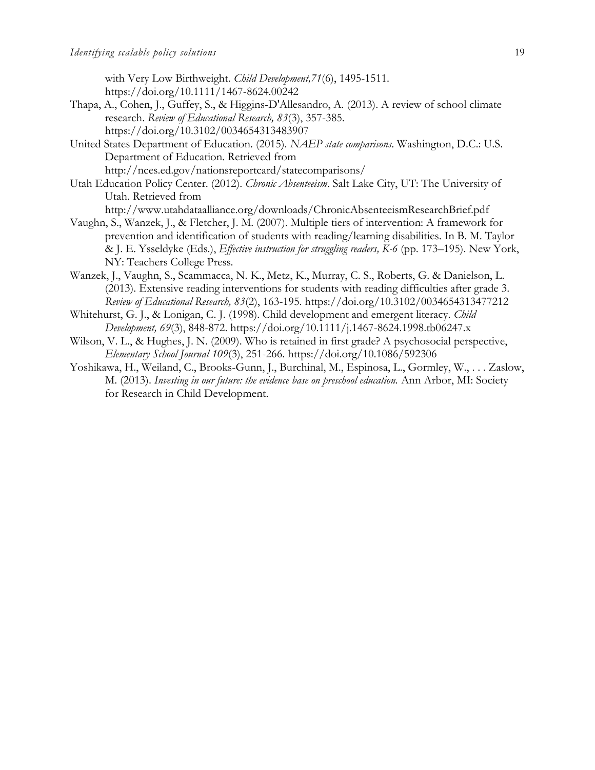with Very Low Birthweight. *Child Development,71*(6), 1495-1511. https://doi.org/10.1111/1467-8624.00242

Thapa, A., Cohen, J., Guffey, S., & Higgins-D'Allesandro, A. (2013). A review of school climate research. *Review of Educational Research, 83*(3), 357-385. https://doi.org/10.3102/0034654313483907

United States Department of Education. (2015). *NAEP state comparisons*. Washington, D.C.: U.S. Department of Education. Retrieved from http://nces.ed.gov/nationsreportcard/statecomparisons/

Utah Education Policy Center. (2012). *Chronic Absenteeism*. Salt Lake City, UT: The University of Utah. Retrieved from http://www.utahdataalliance.org/downloads/ChronicAbsenteeismResearchBrief.pdf

Vaughn, S., Wanzek, J., & Fletcher, J. M. (2007). Multiple tiers of intervention: A framework for prevention and identification of students with reading/learning disabilities. In B. M. Taylor & J. E. Ysseldyke (Eds.), *Effective instruction for struggling readers, K-6* (pp. 173–195). New York, NY: Teachers College Press.

Wanzek, J., Vaughn, S., Scammacca, N. K., Metz, K., Murray, C. S., Roberts, G. & Danielson, L. (2013). Extensive reading interventions for students with reading difficulties after grade 3. *Review of Educational Research, 83*(2), 163-195. https://doi.org/10.3102/0034654313477212

Whitehurst, G. J., & Lonigan, C. J. (1998). Child development and emergent literacy. *Child Development, 69*(3), 848-872. https://doi.org/10.1111/j.1467-8624.1998.tb06247.x

Wilson, V. L., & Hughes, J. N. (2009). Who is retained in first grade? A psychosocial perspective, *Elementary School Journal 109*(3), 251-266. https://doi.org/10.1086/592306

Yoshikawa, H., Weiland, C., Brooks-Gunn, J., Burchinal, M., Espinosa, L., Gormley, W., . . . Zaslow, M. (2013). *Investing in our future: the evidence base on preschool education.* Ann Arbor, MI: Society for Research in Child Development.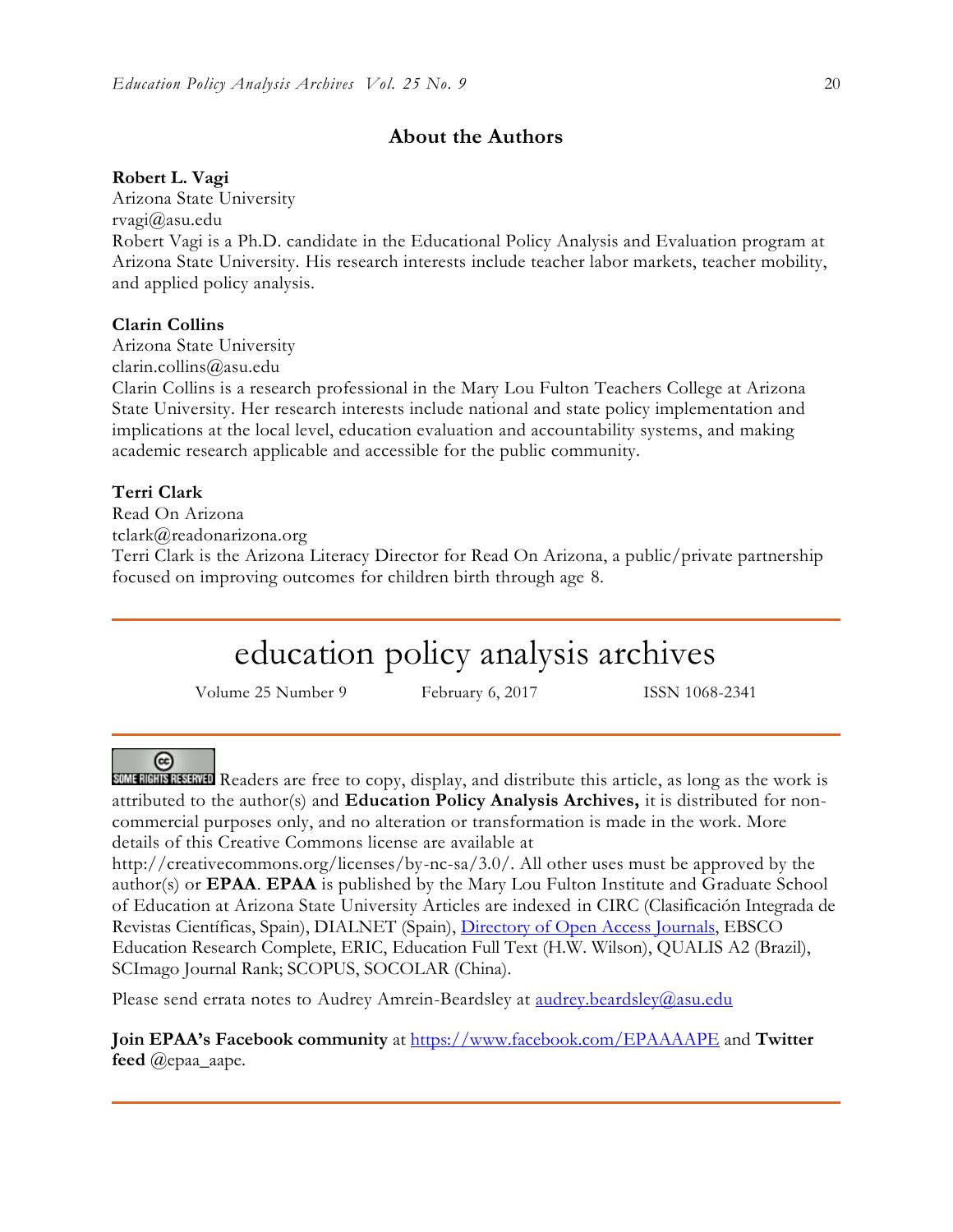## About the Authors

**Robert L. Vagi**
Arizona State University
rvagi@asu.edu
Robert Vagi is a Ph.D. candidate in the Educational Policy Analysis and Evaluation program at Arizona State University. His research interests include teacher labor markets, teacher mobility, and applied policy analysis.

**Clarin Collins**
Arizona State University
clarin.collins@asu.edu
Clarin Collins is a research professional in the Mary Lou Fulton Teachers College at Arizona State University. Her research interests include national and state policy implementation and implications at the local level, education evaluation and accountability systems, and making academic research applicable and accessible for the public community.

**Terri Clark**
Read On Arizona
tclark@readonarizona.org
Terri Clark is the Arizona Literacy Director for Read On Arizona, a public/private partnership focused on improving outcomes for children birth through age 8.

---

# education policy analysis archives

Volume 25 Number 9 February 6, 2017 ISSN 1068-2341

---

SOME RIGHTS RESERVED Readers are free to copy, display, and distribute this article, as long as the work is attributed to the author(s) and **Education Policy Analysis Archives,** it is distributed for non-commercial purposes only, and no alteration or transformation is made in the work. More details of this Creative Commons license are available at http://creativecommons.org/licenses/by-nc-sa/3.0/. All other uses must be approved by the author(s) or **EPAA**. **EPAA** is published by the Mary Lou Fulton Institute and Graduate School of Education at Arizona State University Articles are indexed in CIRC (Clasificación Integrada de Revistas Científicas, Spain), DIALNET (Spain), Directory of Open Access Journals, EBSCO Education Research Complete, ERIC, Education Full Text (H.W. Wilson), QUALIS A2 (Brazil), SCImago Journal Rank; SCOPUS, SOCOLAR (China).

Please send errata notes to Audrey Amrein-Beardsley at audrey.beardsley@asu.edu

**Join EPAA's Facebook community** at https://www.facebook.com/EPAAAAPE and **Twitter feed** @epaa_aape.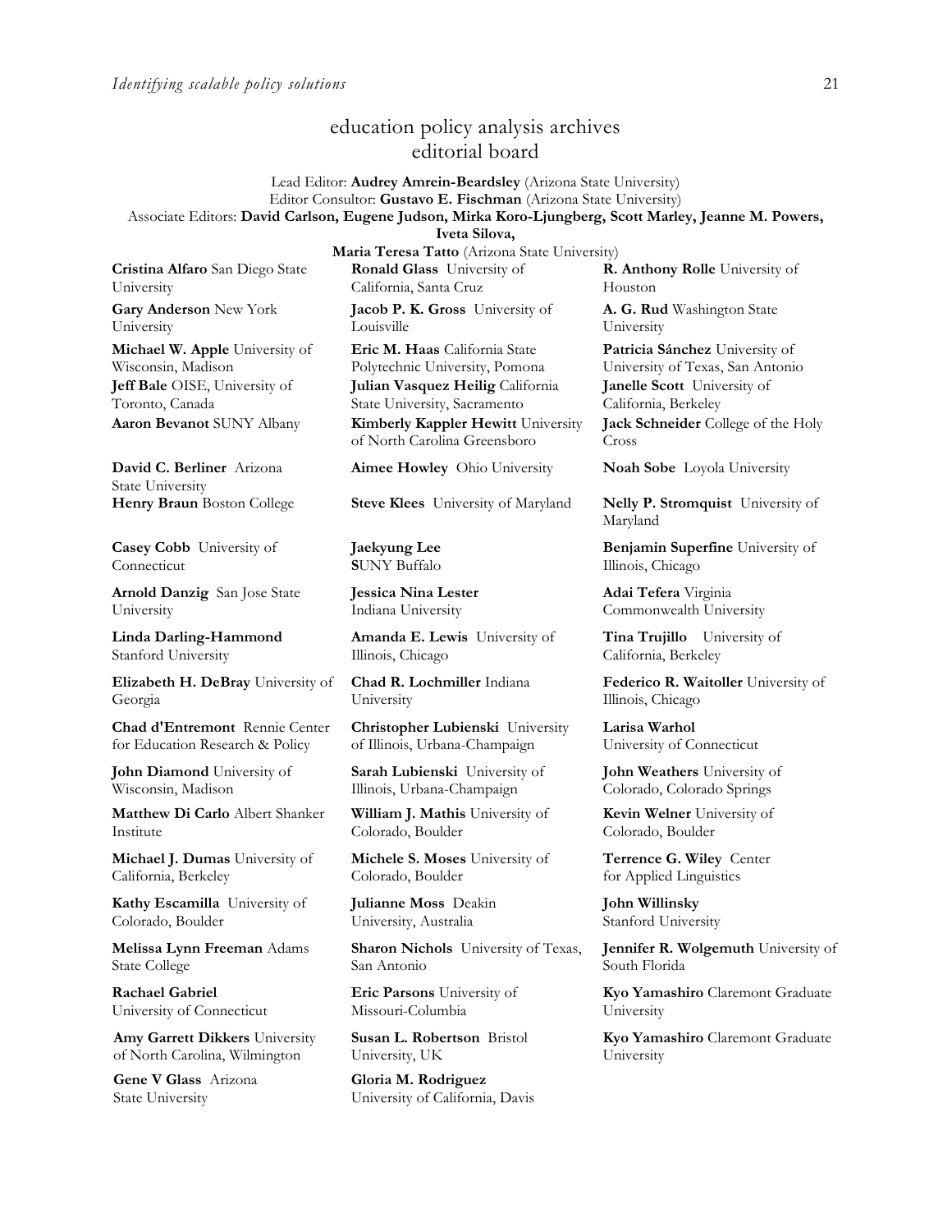## education policy analysis archives
## editorial board

Lead Editor: **Audrey Amrein-Beardsley** (Arizona State University)
Editor Consultor: **Gustavo E. Fischman** (Arizona State University)
Associate Editors: **David Carlson, Eugene Judson, Mirka Koro-Ljungberg, Scott Marley, Jeanne M. Powers, Iveta Silova,**
**Maria Teresa Tatto** (Arizona State University)

**Cristina Alfaro** San Diego State University

**Gary Anderson** New York University

**Michael W. Apple** University of Wisconsin, Madison

**Jeff Bale** OISE, University of Toronto, Canada

**Aaron Bevanot** SUNY Albany

**David C. Berliner** Arizona State University

**Henry Braun** Boston College

**Casey Cobb** University of Connecticut

**Arnold Danzig** San Jose State University

**Linda Darling-Hammond** Stanford University

**Elizabeth H. DeBray** University of Georgia

**Chad d'Entremont** Rennie Center for Education Research & Policy

**John Diamond** University of Wisconsin, Madison

**Matthew Di Carlo** Albert Shanker Institute

**Michael J. Dumas** University of California, Berkeley

**Kathy Escamilla** University of Colorado, Boulder

**Melissa Lynn Freeman** Adams State College

**Rachael Gabriel** University of Connecticut

**Amy Garrett Dikkers** University of North Carolina, Wilmington

**Gene V Glass** Arizona State University

**Ronald Glass** University of California, Santa Cruz

**Jacob P. K. Gross** University of Louisville

**Eric M. Haas** California State Polytechnic University, Pomona

**Julian Vasquez Heilig** California State University, Sacramento

**Kimberly Kappler Hewitt** University of North Carolina Greensboro

**Aimee Howley** Ohio University

**Steve Klees** University of Maryland

**Jaekyung Lee** SUNY Buffalo

**Jessica Nina Lester** Indiana University

**Amanda E. Lewis** University of Illinois, Chicago

**Chad R. Lochmiller** Indiana University

**Christopher Lubienski** University of Illinois, Urbana-Champaign

**Sarah Lubienski** University of Illinois, Urbana-Champaign

**William J. Mathis** University of Colorado, Boulder

**Michele S. Moses** University of Colorado, Boulder

**Julianne Moss** Deakin University, Australia

**Sharon Nichols** University of Texas, San Antonio

**Eric Parsons** University of Missouri-Columbia

**Susan L. Robertson** Bristol University, UK

**Gloria M. Rodriguez** University of California, Davis

**R. Anthony Rolle** University of Houston

**A. G. Rud** Washington State University

**Patricia Sánchez** University of University of Texas, San Antonio

**Janelle Scott** University of California, Berkeley

**Jack Schneider** College of the Holy Cross

**Noah Sobe** Loyola University

**Nelly P. Stromquist** University of Maryland

**Benjamin Superfine** University of Illinois, Chicago

**Adai Tefera** Virginia Commonwealth University

**Tina Trujillo** University of California, Berkeley

**Federico R. Waitoller** University of Illinois, Chicago

**Larisa Warhol** University of Connecticut

**John Weathers** University of Colorado, Colorado Springs

**Kevin Welner** University of Colorado, Boulder

**Terrence G. Wiley** Center for Applied Linguistics

**John Willinsky** Stanford University

**Jennifer R. Wolgemuth** University of South Florida

**Kyo Yamashiro** Claremont Graduate University

**Kyo Yamashiro** Claremont Graduate University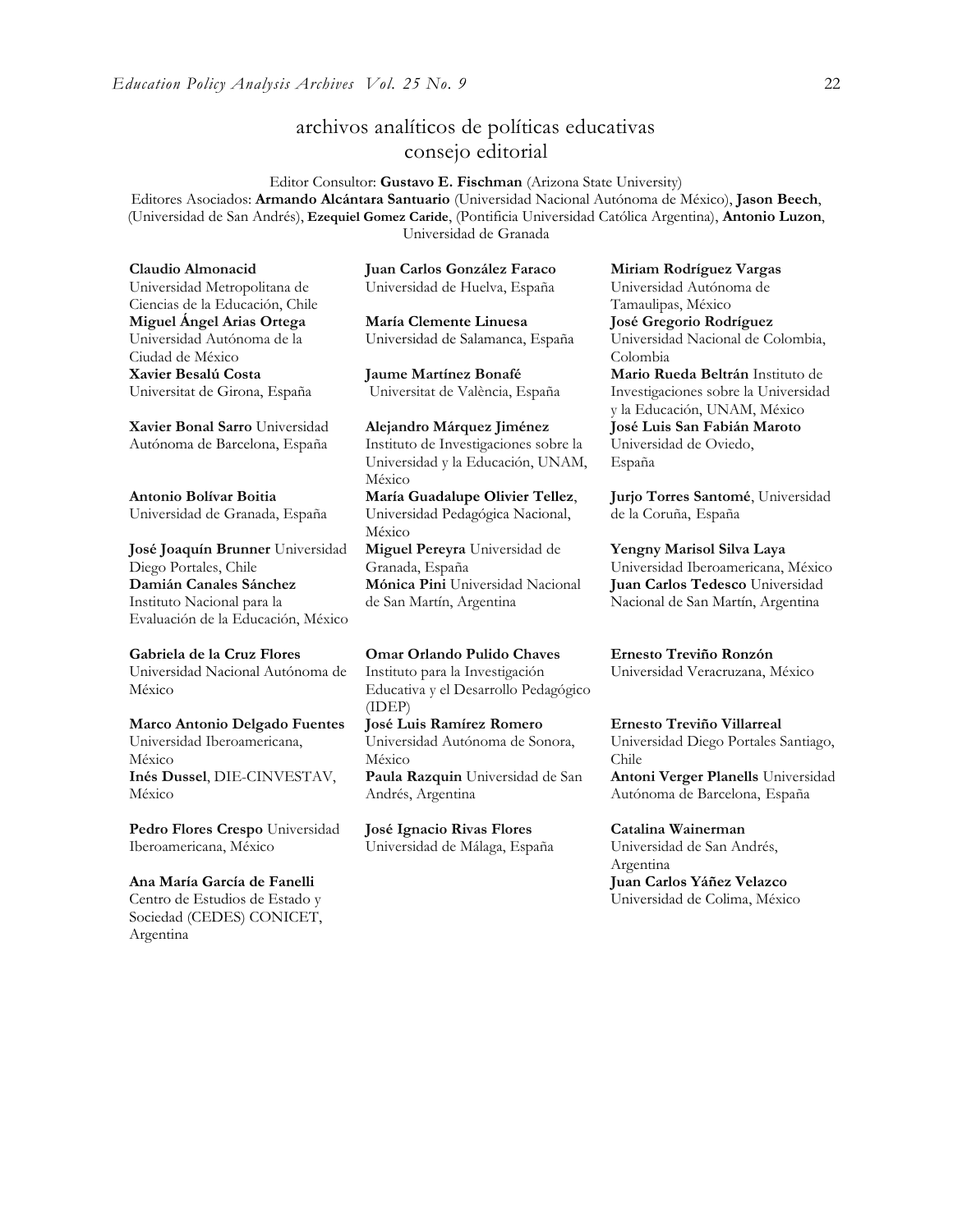## archivos analíticos de políticas educativas
## consejo editorial

Editor Consultor: **Gustavo E. Fischman** (Arizona State University)
Editores Asociados: **Armando Alcántara Santuario** (Universidad Nacional Autónoma de México), **Jason Beech**, (Universidad de San Andrés), **Ezequiel Gomez Caride**, (Pontificia Universidad Católica Argentina), **Antonio Luzon**, Universidad de Granada

**Claudio Almonacid** Universidad Metropolitana de Ciencias de la Educación, Chile

**Miguel Ángel Arias Ortega** Universidad Autónoma de la Ciudad de México

**Xavier Besalú Costa** Universitat de Girona, España

**Xavier Bonal Sarro** Universidad Autónoma de Barcelona, España

**Antonio Bolívar Boitia** Universidad de Granada, España

**José Joaquín Brunner** Universidad Diego Portales, Chile

**Damián Canales Sánchez** Instituto Nacional para la Evaluación de la Educación, México

**Gabriela de la Cruz Flores** Universidad Nacional Autónoma de México

**Marco Antonio Delgado Fuentes** Universidad Iberoamericana, México

**Inés Dussel**, DIE-CINVESTAV, México

**Pedro Flores Crespo** Universidad Iberoamericana, México

**Ana María García de Fanelli** Centro de Estudios de Estado y Sociedad (CEDES) CONICET, Argentina

**Juan Carlos González Faraco** Universidad de Huelva, España

**María Clemente Linuesa** Universidad de Salamanca, España

**Jaume Martínez Bonafé** Universitat de València, España

**Alejandro Márquez Jiménez** Instituto de Investigaciones sobre la Universidad y la Educación, UNAM, México

**María Guadalupe Olivier Tellez**, Universidad Pedagógica Nacional, México

**Miguel Pereyra** Universidad de Granada, España

**Mónica Pini** Universidad Nacional de San Martín, Argentina

**Omar Orlando Pulido Chaves** Instituto para la Investigación Educativa y el Desarrollo Pedagógico (IDEP)

**José Luis Ramírez Romero** Universidad Autónoma de Sonora, México

**Paula Razquin** Universidad de San Andrés, Argentina

**José Ignacio Rivas Flores** Universidad de Málaga, España

**Miriam Rodríguez Vargas** Universidad Autónoma de Tamaulipas, México

**José Gregorio Rodríguez** Universidad Nacional de Colombia, Colombia

**Mario Rueda Beltrán** Instituto de Investigaciones sobre la Universidad y la Educación, UNAM, México

**José Luis San Fabián Maroto** Universidad de Oviedo, España

**Jurjo Torres Santomé**, Universidad de la Coruña, España

**Yengny Marisol Silva Laya** Universidad Iberoamericana, México

**Juan Carlos Tedesco** Universidad Nacional de San Martín, Argentina

**Ernesto Treviño Ronzón** Universidad Veracruzana, México

**Ernesto Treviño Villarreal** Universidad Diego Portales Santiago, Chile

**Antoni Verger Planells** Universidad Autónoma de Barcelona, España

**Catalina Wainerman** Universidad de San Andrés, Argentina

**Juan Carlos Yáñez Velazco** Universidad de Colima, México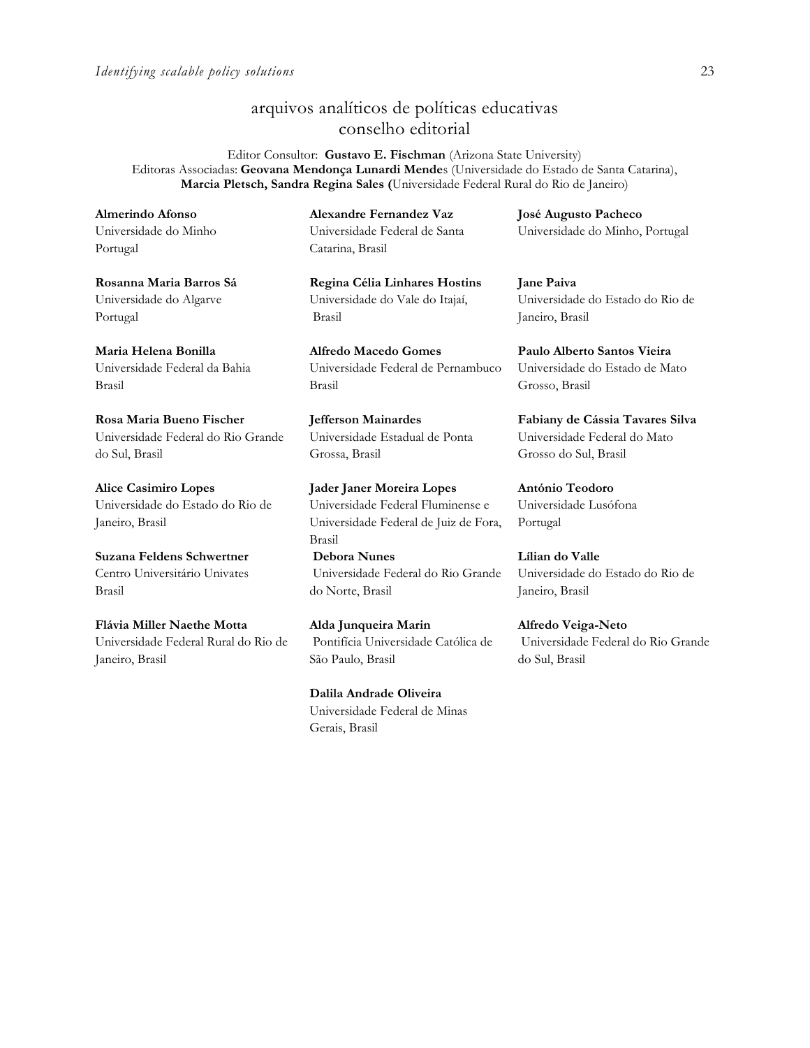# arquivos analíticos de políticas educativas conselho editorial

Editor Consultor: **Gustavo E. Fischman** (Arizona State University)
Editoras Associadas: **Geovana Mendonça Lunardi Mende**s (Universidade do Estado de Santa Catarina),
**Marcia Pletsch, Sandra Regina Sales (**Universidade Federal Rural do Rio de Janeiro)

**Almerindo Afonso**
Universidade do Minho
Portugal

**Rosanna Maria Barros Sá**
Universidade do Algarve
Portugal

**Maria Helena Bonilla**
Universidade Federal da Bahia
Brasil

**Rosa Maria Bueno Fischer**
Universidade Federal do Rio Grande do Sul, Brasil

**Alice Casimiro Lopes**
Universidade do Estado do Rio de Janeiro, Brasil

**Suzana Feldens Schwertner**
Centro Universitário Univates
Brasil

**Flávia Miller Naethe Motta**
Universidade Federal Rural do Rio de Janeiro, Brasil

**Alexandre Fernandez Vaz**
Universidade Federal de Santa Catarina, Brasil

**Regina Célia Linhares Hostins**
Universidade do Vale do Itajaí, Brasil

**Alfredo Macedo Gomes**
Universidade Federal de Pernambuco
Brasil

**Jefferson Mainardes**
Universidade Estadual de Ponta Grossa, Brasil

**Jader Janer Moreira Lopes**
Universidade Federal Fluminense e Universidade Federal de Juiz de Fora, Brasil

**Debora Nunes**
Universidade Federal do Rio Grande do Norte, Brasil

**Alda Junqueira Marin**
Pontifícia Universidade Católica de São Paulo, Brasil

**Dalila Andrade Oliveira**
Universidade Federal de Minas Gerais, Brasil

**José Augusto Pacheco**
Universidade do Minho, Portugal

**Jane Paiva**
Universidade do Estado do Rio de Janeiro, Brasil

**Paulo Alberto Santos Vieira**
Universidade do Estado de Mato Grosso, Brasil

**Fabiany de Cássia Tavares Silva**
Universidade Federal do Mato Grosso do Sul, Brasil

**António Teodoro**
Universidade Lusófona
Portugal

**Lílian do Valle**
Universidade do Estado do Rio de Janeiro, Brasil

**Alfredo Veiga-Neto**
Universidade Federal do Rio Grande do Sul, Brasil